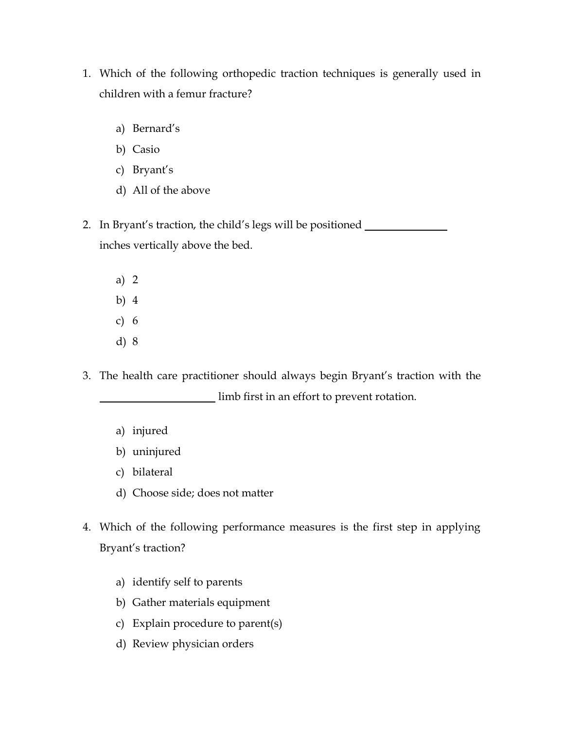1. Which of the following orthopedic traction techniques is generally used in children with a femur fracture?

    a) Bernard's
    b) Casio
    c) Bryant's
    d) All of the above

2. In Bryant's traction, the child's legs will be positioned _______________ inches vertically above the bed.

    a) 2
    b) 4
    c) 6
    d) 8

3. The health care practitioner should always begin Bryant's traction with the ______________________ limb first in an effort to prevent rotation.

    a) injured
    b) uninjured
    c) bilateral
    d) Choose side; does not matter

4. Which of the following performance measures is the first step in applying Bryant's traction?

    a) identify self to parents
    b) Gather materials equipment
    c) Explain procedure to parent(s)
    d) Review physician orders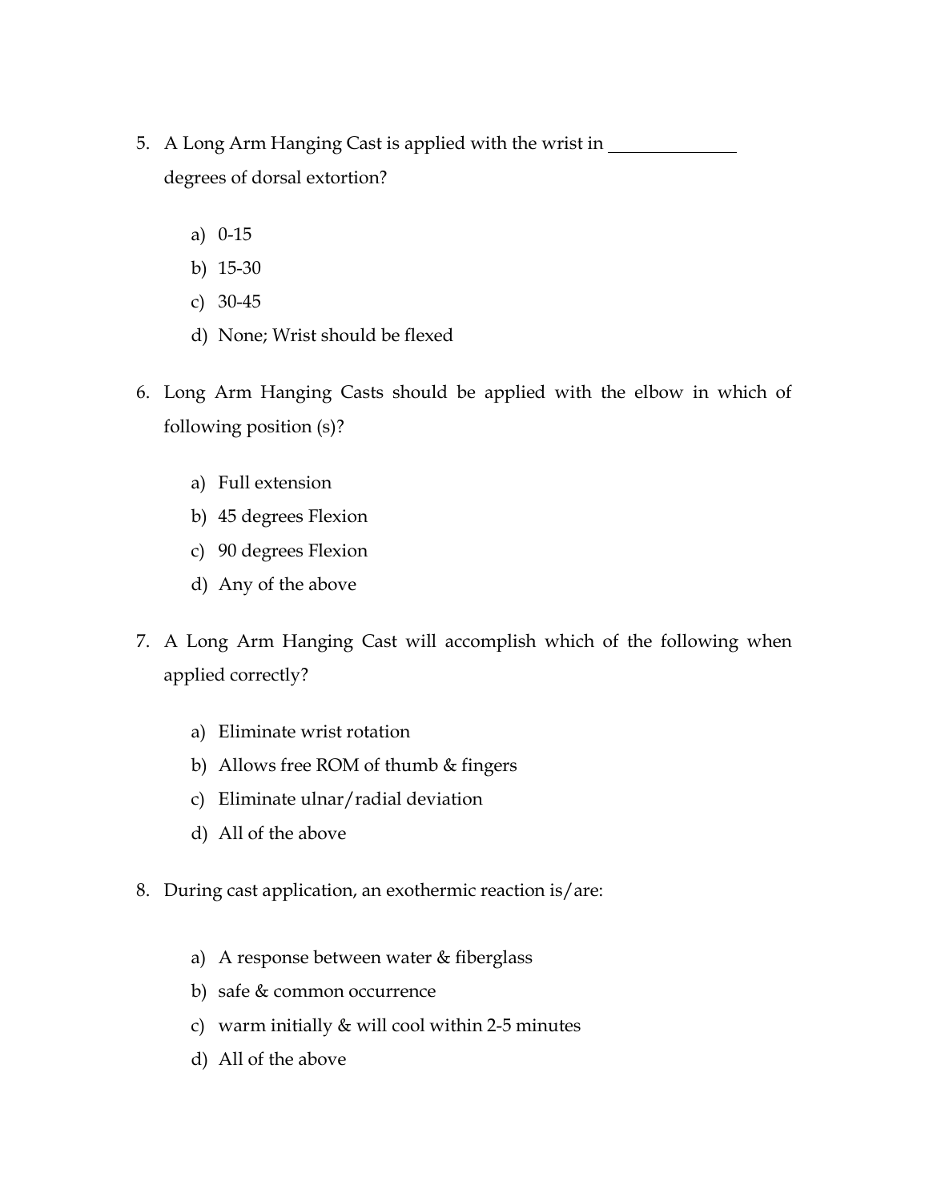5. A Long Arm Hanging Cast is applied with the wrist in ______________ degrees of dorsal extortion?

    a) 0-15
    b) 15-30
    c) 30-45
    d) None; Wrist should be flexed

6. Long Arm Hanging Casts should be applied with the elbow in which of following position (s)?

    a) Full extension
    b) 45 degrees Flexion
    c) 90 degrees Flexion
    d) Any of the above

7. A Long Arm Hanging Cast will accomplish which of the following when applied correctly?

    a) Eliminate wrist rotation
    b) Allows free ROM of thumb & fingers
    c) Eliminate ulnar/radial deviation
    d) All of the above

8. During cast application, an exothermic reaction is/are:

    a) A response between water & fiberglass
    b) safe & common occurrence
    c) warm initially & will cool within 2-5 minutes
    d) All of the above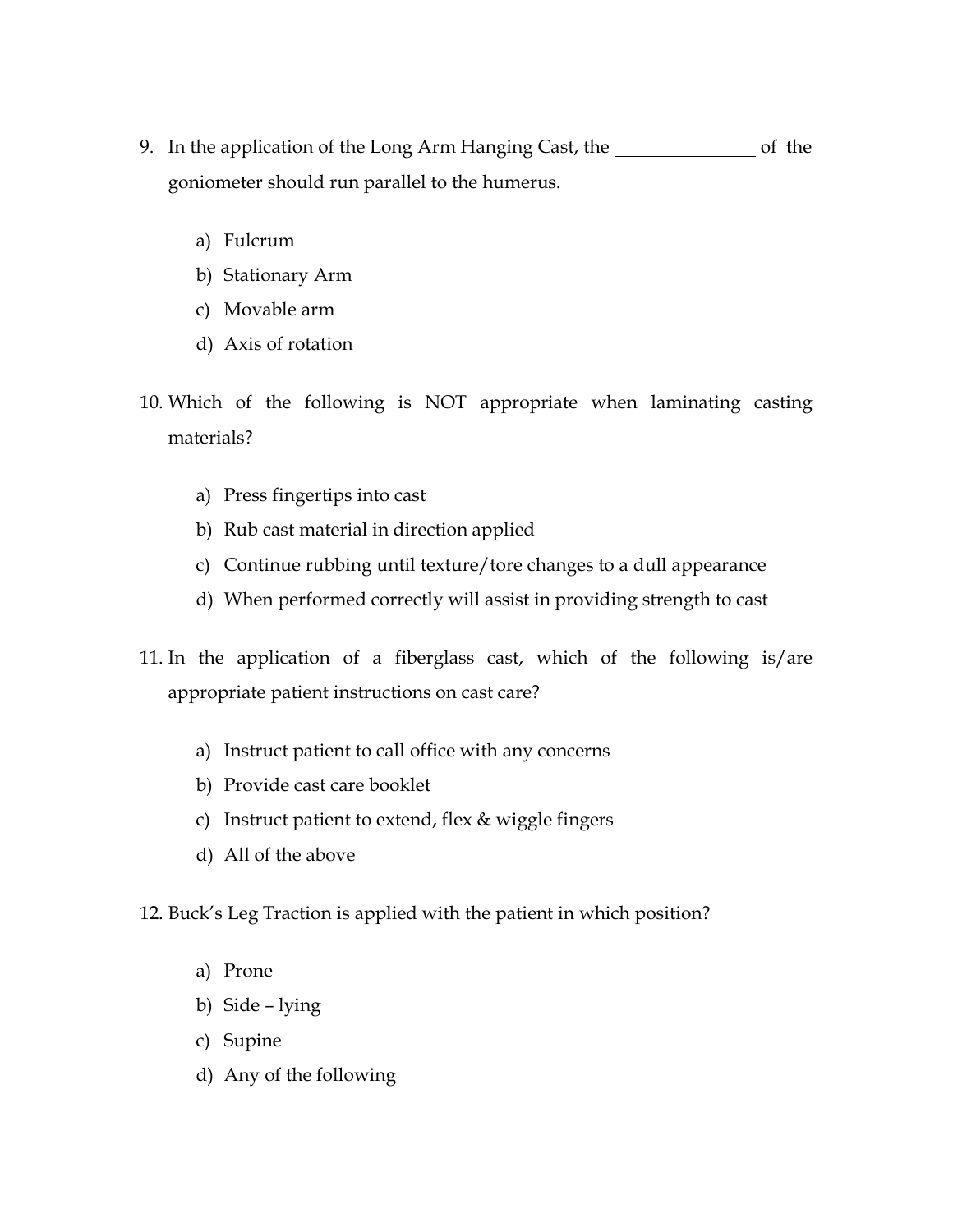9. In the application of the Long Arm Hanging Cast, the _______________ of the goniometer should run parallel to the humerus.

    a) Fulcrum
    b) Stationary Arm
    c) Movable arm
    d) Axis of rotation

10. Which of the following is NOT appropriate when laminating casting materials?

    a) Press fingertips into cast
    b) Rub cast material in direction applied
    c) Continue rubbing until texture/tore changes to a dull appearance
    d) When performed correctly will assist in providing strength to cast

11. In the application of a fiberglass cast, which of the following is/are appropriate patient instructions on cast care?

    a) Instruct patient to call office with any concerns
    b) Provide cast care booklet
    c) Instruct patient to extend, flex & wiggle fingers
    d) All of the above

12. Buck's Leg Traction is applied with the patient in which position?

    a) Prone
    b) Side – lying
    c) Supine
    d) Any of the following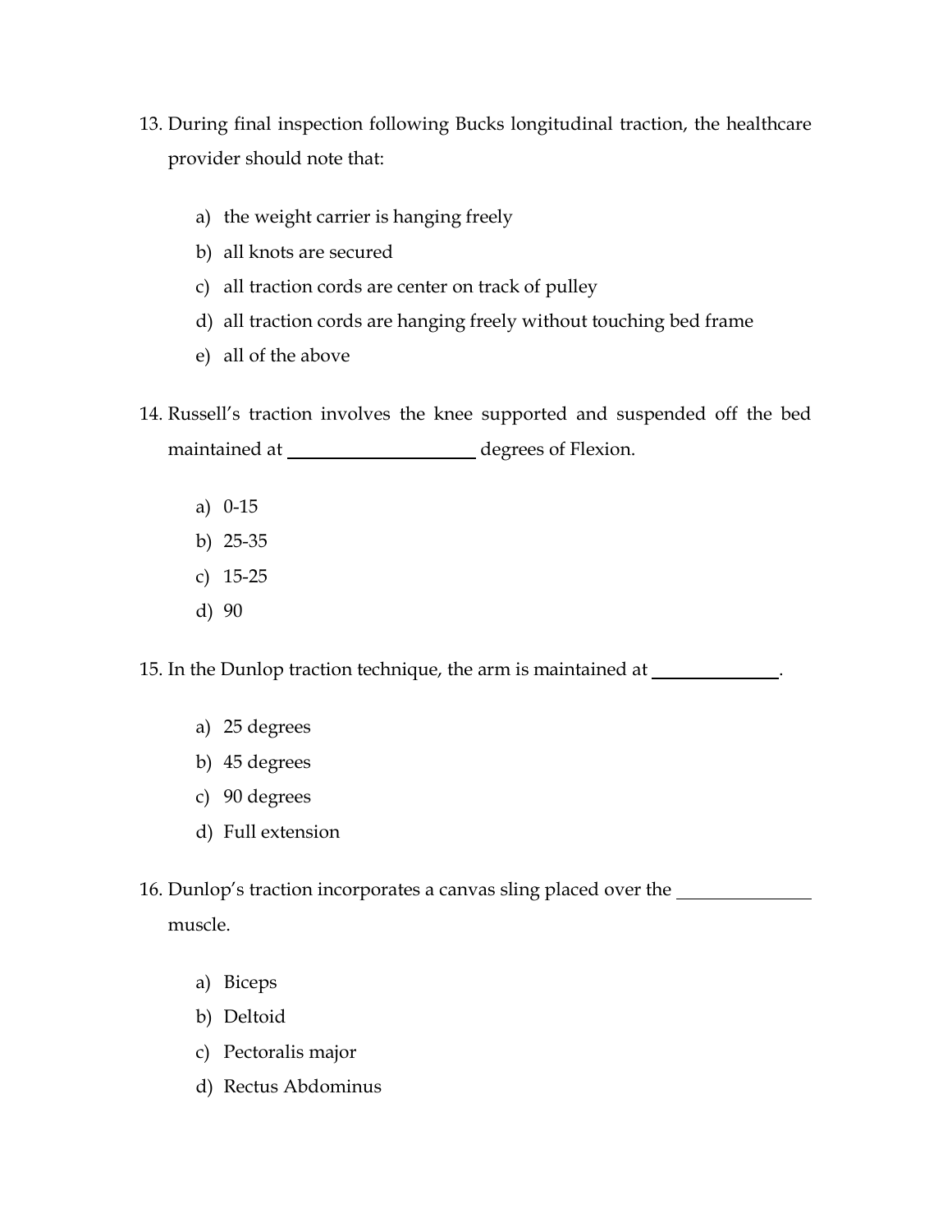13. During final inspection following Bucks longitudinal traction, the healthcare provider should note that:

    a) the weight carrier is hanging freely
    b) all knots are secured
    c) all traction cords are center on track of pulley
    d) all traction cords are hanging freely without touching bed frame
    e) all of the above

14. Russell's traction involves the knee supported and suspended off the bed maintained at ____________________ degrees of Flexion.

    a) 0-15
    b) 25-35
    c) 15-25
    d) 90

15. In the Dunlop traction technique, the arm is maintained at _____________.

    a) 25 degrees
    b) 45 degrees
    c) 90 degrees
    d) Full extension

16. Dunlop's traction incorporates a canvas sling placed over the ______________ muscle.

    a) Biceps
    b) Deltoid
    c) Pectoralis major
    d) Rectus Abdominus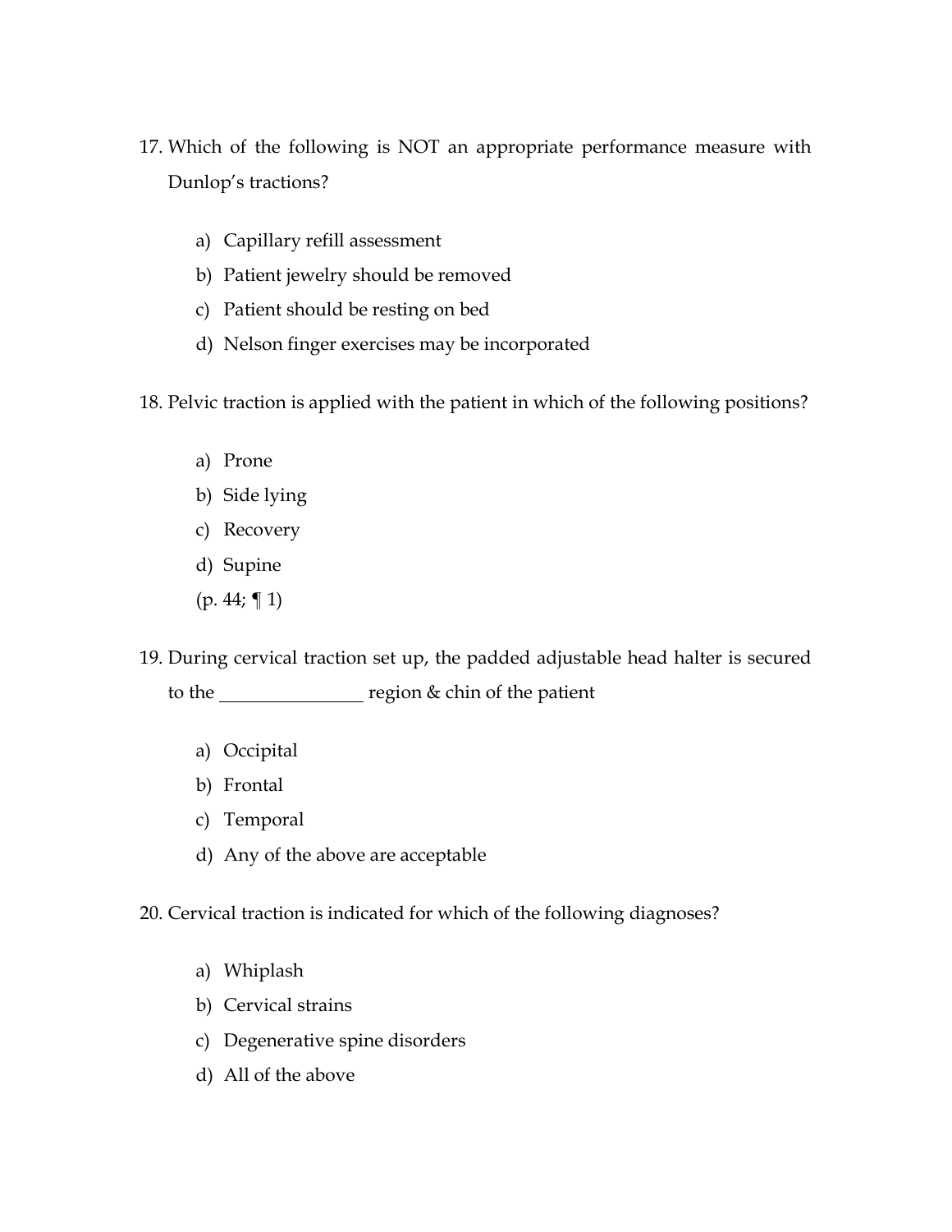17. Which of the following is NOT an appropriate performance measure with Dunlop's tractions?

    a) Capillary refill assessment
    b) Patient jewelry should be removed
    c) Patient should be resting on bed
    d) Nelson finger exercises may be incorporated

18. Pelvic traction is applied with the patient in which of the following positions?

    a) Prone
    b) Side lying
    c) Recovery
    d) Supine

    (p. 44; ¶ 1)

19. During cervical traction set up, the padded adjustable head halter is secured to the _______________ region & chin of the patient

    a) Occipital
    b) Frontal
    c) Temporal
    d) Any of the above are acceptable

20. Cervical traction is indicated for which of the following diagnoses?

    a) Whiplash
    b) Cervical strains
    c) Degenerative spine disorders
    d) All of the above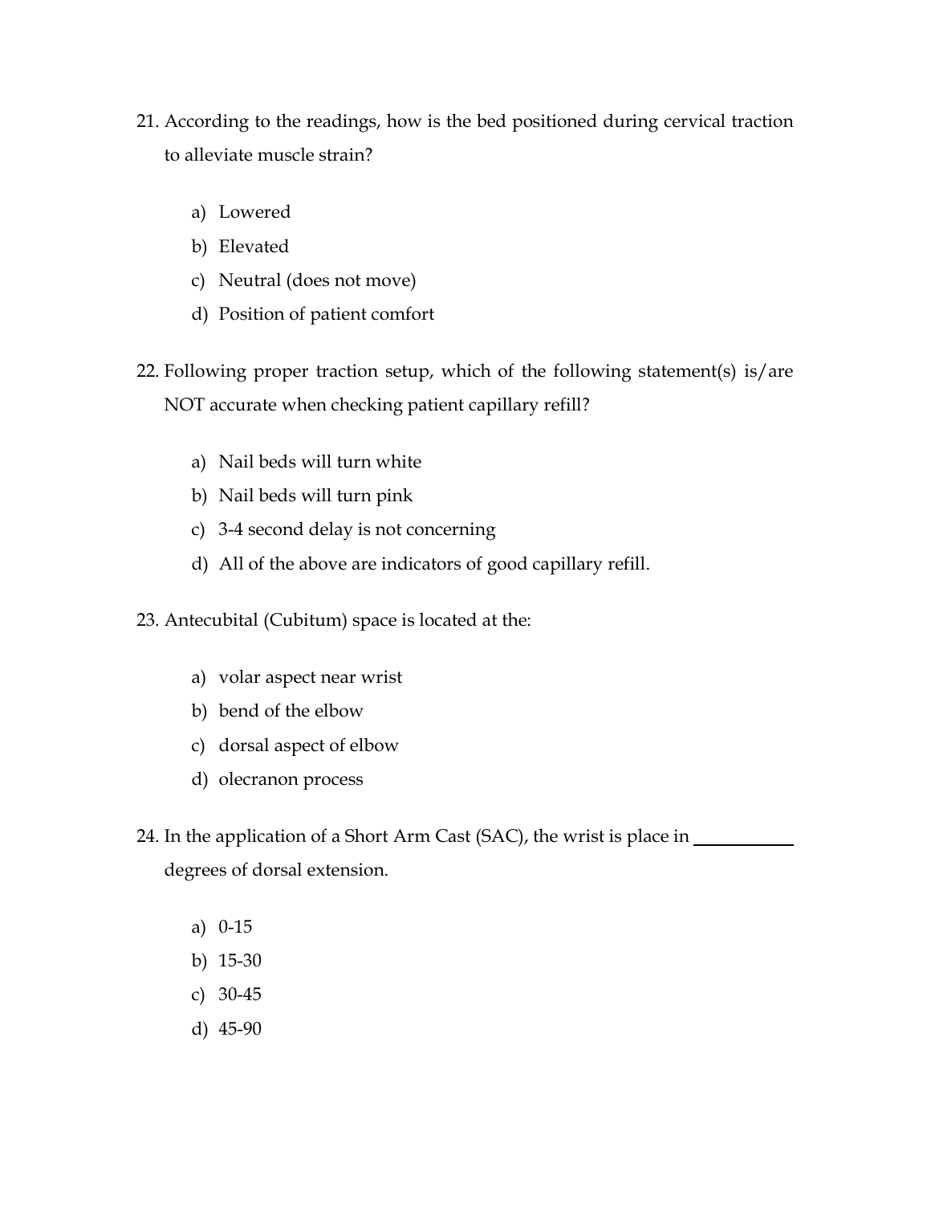21. According to the readings, how is the bed positioned during cervical traction to alleviate muscle strain?

    a) Lowered
    b) Elevated
    c) Neutral (does not move)
    d) Position of patient comfort

22. Following proper traction setup, which of the following statement(s) is/are NOT accurate when checking patient capillary refill?

    a) Nail beds will turn white
    b) Nail beds will turn pink
    c) 3-4 second delay is not concerning
    d) All of the above are indicators of good capillary refill.

23. Antecubital (Cubitum) space is located at the:

    a) volar aspect near wrist
    b) bend of the elbow
    c) dorsal aspect of elbow
    d) olecranon process

24. In the application of a Short Arm Cast (SAC), the wrist is place in ___________ degrees of dorsal extension.

    a) 0-15
    b) 15-30
    c) 30-45
    d) 45-90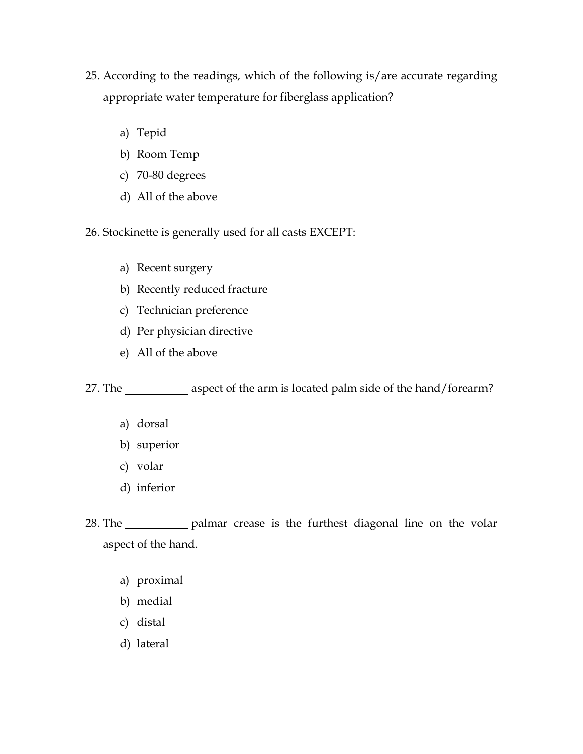25. According to the readings, which of the following is/are accurate regarding appropriate water temperature for fiberglass application?

    a) Tepid
    b) Room Temp
    c) 70-80 degrees
    d) All of the above

26. Stockinette is generally used for all casts EXCEPT:

    a) Recent surgery
    b) Recently reduced fracture
    c) Technician preference
    d) Per physician directive
    e) All of the above

27. The ___________ aspect of the arm is located palm side of the hand/forearm?

    a) dorsal
    b) superior
    c) volar
    d) inferior

28. The ___________ palmar crease is the furthest diagonal line on the volar aspect of the hand.

    a) proximal
    b) medial
    c) distal
    d) lateral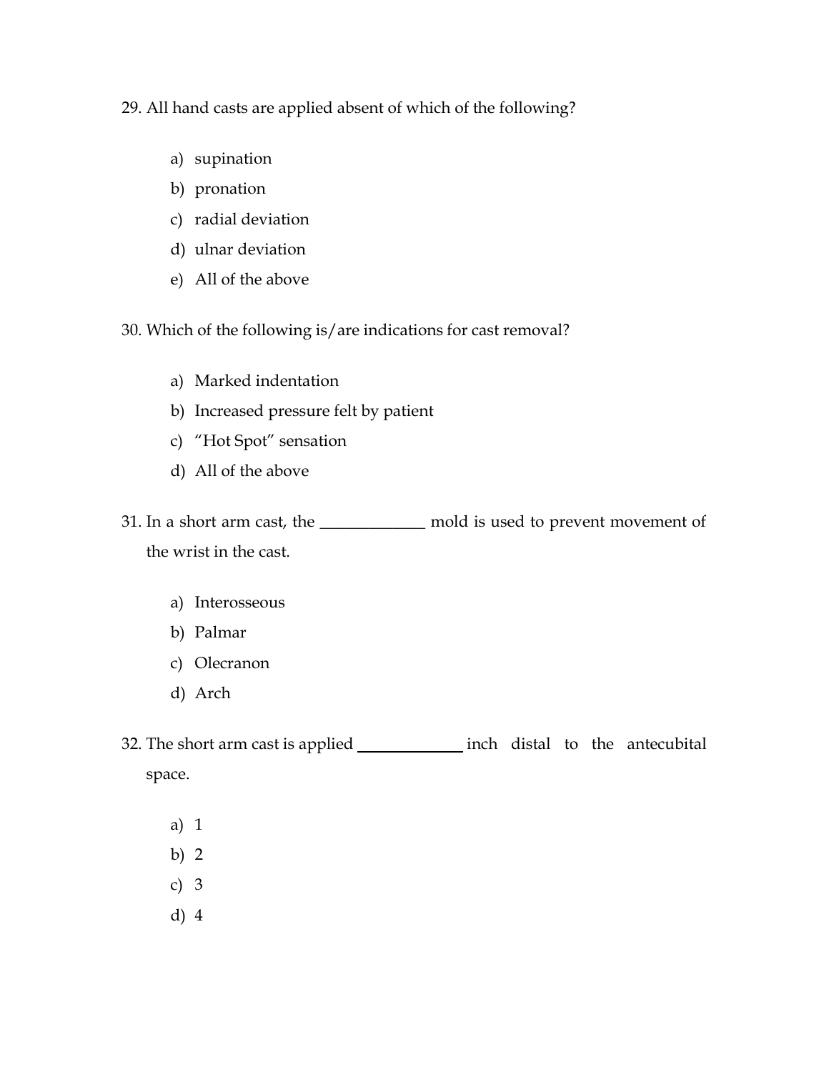29. All hand casts are applied absent of which of the following?

    a) supination
    b) pronation
    c) radial deviation
    d) ulnar deviation
    e) All of the above

30. Which of the following is/are indications for cast removal?

    a) Marked indentation
    b) Increased pressure felt by patient
    c) "Hot Spot" sensation
    d) All of the above

31. In a short arm cast, the _____________ mold is used to prevent movement of the wrist in the cast.

    a) Interosseous
    b) Palmar
    c) Olecranon
    d) Arch

32. The short arm cast is applied _____________ inch distal to the antecubital space.

    a) 1
    b) 2
    c) 3
    d) 4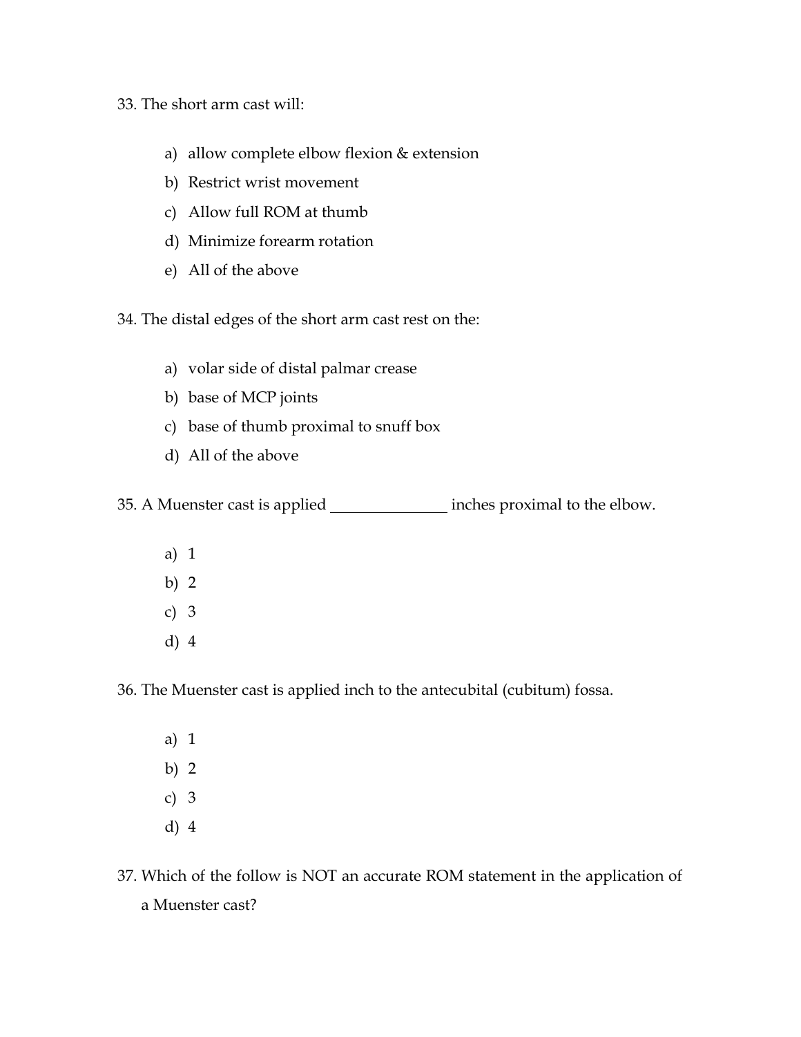33. The short arm cast will:

   a) allow complete elbow flexion & extension
   b) Restrict wrist movement
   c) Allow full ROM at thumb
   d) Minimize forearm rotation
   e) All of the above

34. The distal edges of the short arm cast rest on the:

   a) volar side of distal palmar crease
   b) base of MCP joints
   c) base of thumb proximal to snuff box
   d) All of the above

35. A Muenster cast is applied _______________ inches proximal to the elbow.

   a) 1
   b) 2
   c) 3
   d) 4

36. The Muenster cast is applied inch to the antecubital (cubitum) fossa.

   a) 1
   b) 2
   c) 3
   d) 4

37. Which of the follow is NOT an accurate ROM statement in the application of a Muenster cast?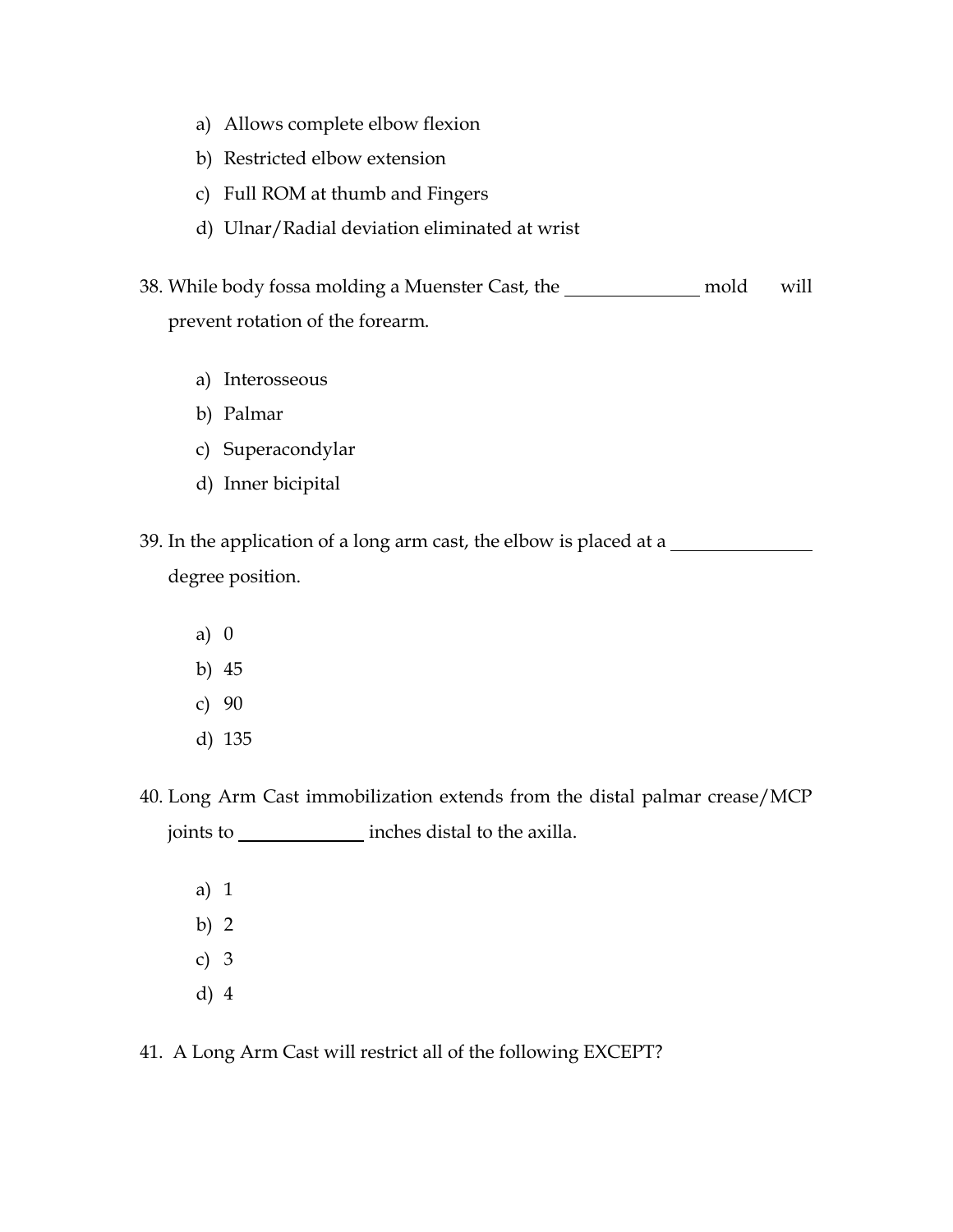a) Allows complete elbow flexion
b) Restricted elbow extension
c) Full ROM at thumb and Fingers
d) Ulnar/Radial deviation eliminated at wrist

38. While body fossa molding a Muenster Cast, the ______________ mold will prevent rotation of the forearm.

    a) Interosseous
    b) Palmar
    c) Superacondylar
    d) Inner bicipital

39. In the application of a long arm cast, the elbow is placed at a ______________ degree position.

    a) 0
    b) 45
    c) 90
    d) 135

40. Long Arm Cast immobilization extends from the distal palmar crease/MCP joints to ____________ inches distal to the axilla.

    a) 1
    b) 2
    c) 3
    d) 4

41. A Long Arm Cast will restrict all of the following EXCEPT?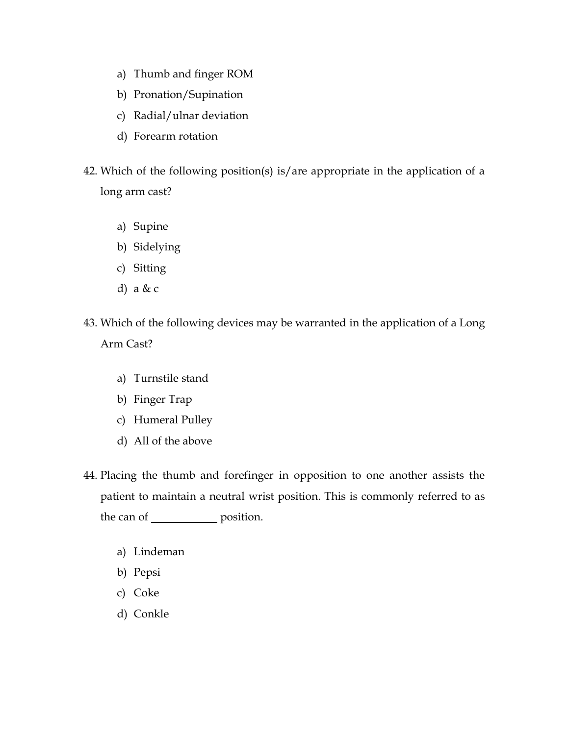a) Thumb and finger ROM
b) Pronation/Supination
c) Radial/ulnar deviation
d) Forearm rotation

42. Which of the following position(s) is/are appropriate in the application of a long arm cast?

    a) Supine
    b) Sidelying
    c) Sitting
    d) a & c

43. Which of the following devices may be warranted in the application of a Long Arm Cast?

    a) Turnstile stand
    b) Finger Trap
    c) Humeral Pulley
    d) All of the above

44. Placing the thumb and forefinger in opposition to one another assists the patient to maintain a neutral wrist position. This is commonly referred to as the can of ___________ position.

    a) Lindeman
    b) Pepsi
    c) Coke
    d) Conkle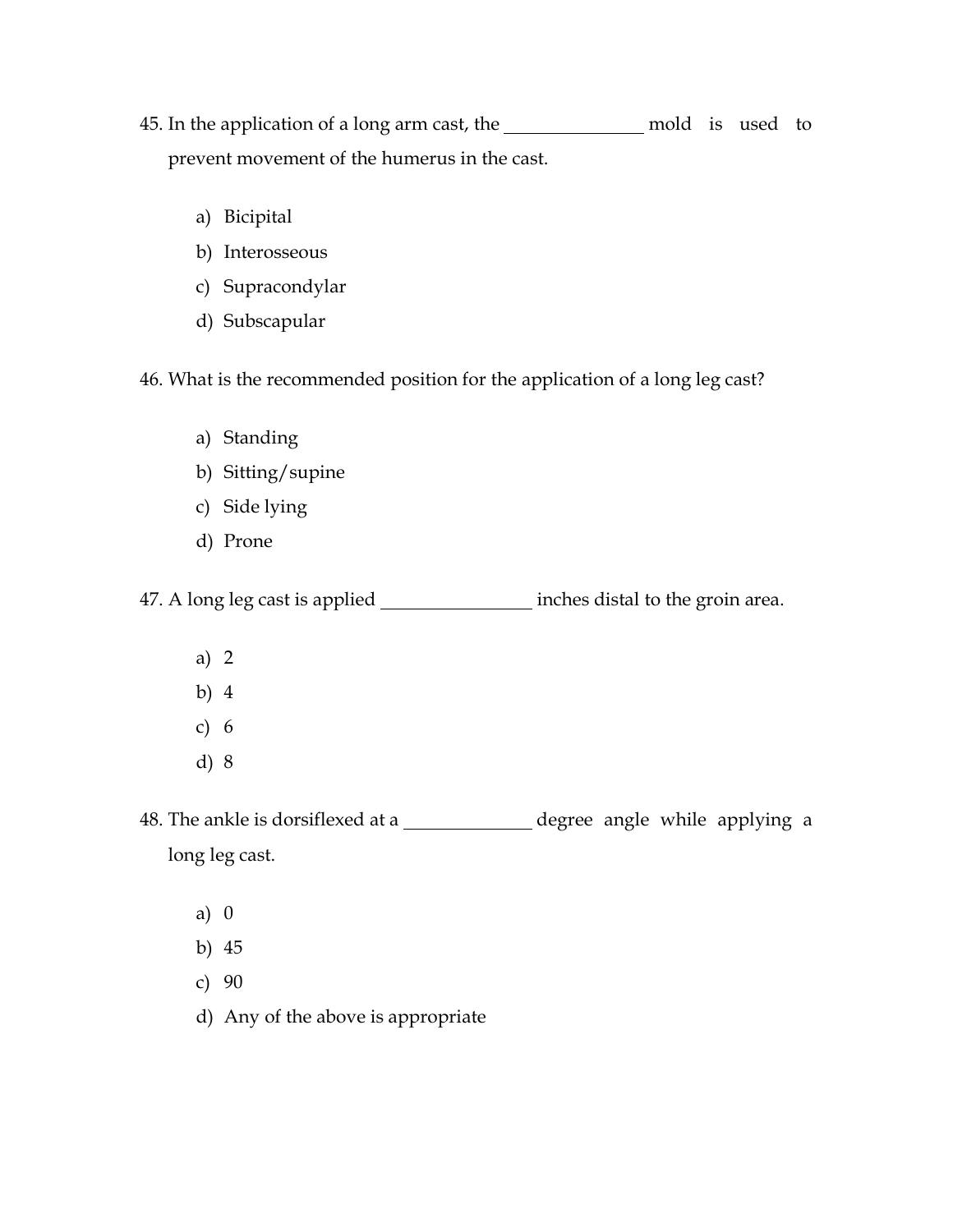45. In the application of a long arm cast, the _______________ mold is used to prevent movement of the humerus in the cast.

   a) Bicipital
   b) Interosseous
   c) Supracondylar
   d) Subscapular

46. What is the recommended position for the application of a long leg cast?

   a) Standing
   b) Sitting/supine
   c) Side lying
   d) Prone

47. A long leg cast is applied ________________ inches distal to the groin area.

   a) 2
   b) 4
   c) 6
   d) 8

48. The ankle is dorsiflexed at a _____________ degree angle while applying a long leg cast.

   a) 0
   b) 45
   c) 90
   d) Any of the above is appropriate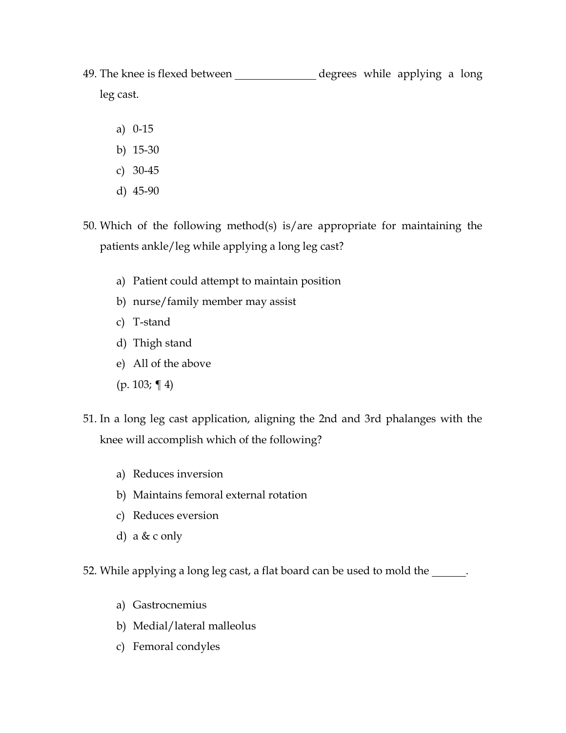49. The knee is flexed between _______________ degrees while applying a long leg cast.

    a) 0-15
    b) 15-30
    c) 30-45
    d) 45-90

50. Which of the following method(s) is/are appropriate for maintaining the patients ankle/leg while applying a long leg cast?

    a) Patient could attempt to maintain position
    b) nurse/family member may assist
    c) T-stand
    d) Thigh stand
    e) All of the above

    (p. 103; ¶ 4)

51. In a long leg cast application, aligning the 2nd and 3rd phalanges with the knee will accomplish which of the following?

    a) Reduces inversion
    b) Maintains femoral external rotation
    c) Reduces eversion
    d) a & c only

52. While applying a long leg cast, a flat board can be used to mold the ______.

    a) Gastrocnemius
    b) Medial/lateral malleolus
    c) Femoral condyles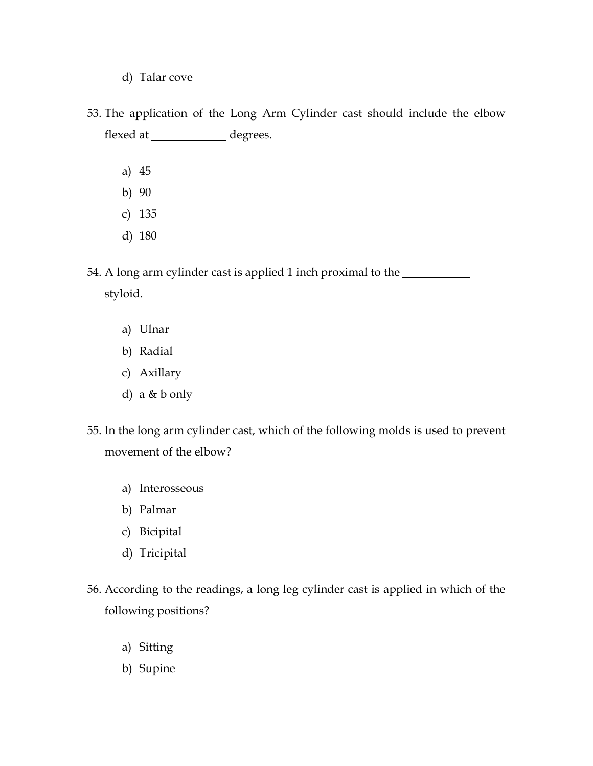d) Talar cove

53. The application of the Long Arm Cylinder cast should include the elbow flexed at ____________ degrees.

    a) 45
    b) 90
    c) 135
    d) 180

54. A long arm cylinder cast is applied 1 inch proximal to the ____________ styloid.

    a) Ulnar
    b) Radial
    c) Axillary
    d) a & b only

55. In the long arm cylinder cast, which of the following molds is used to prevent movement of the elbow?

    a) Interosseous
    b) Palmar
    c) Bicipital
    d) Tricipital

56. According to the readings, a long leg cylinder cast is applied in which of the following positions?

    a) Sitting
    b) Supine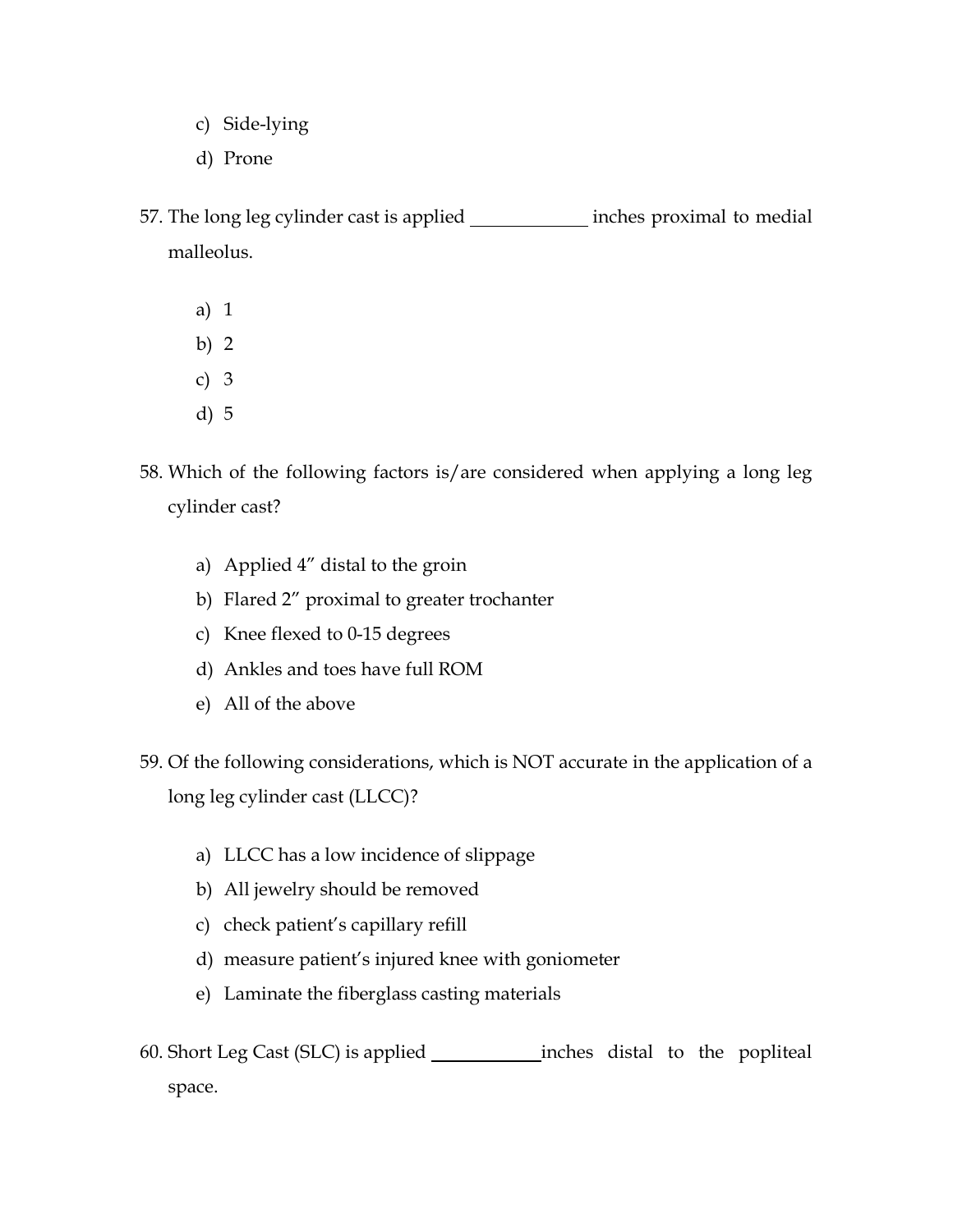c) Side-lying
d) Prone

57. The long leg cylinder cast is applied ____________ inches proximal to medial malleolus.

    a) 1
    b) 2
    c) 3
    d) 5

58. Which of the following factors is/are considered when applying a long leg cylinder cast?

    a) Applied 4" distal to the groin
    b) Flared 2" proximal to greater trochanter
    c) Knee flexed to 0-15 degrees
    d) Ankles and toes have full ROM
    e) All of the above

59. Of the following considerations, which is NOT accurate in the application of a long leg cylinder cast (LLCC)?

    a) LLCC has a low incidence of slippage
    b) All jewelry should be removed
    c) check patient's capillary refill
    d) measure patient's injured knee with goniometer
    e) Laminate the fiberglass casting materials

60. Short Leg Cast (SLC) is applied ____________ inches distal to the popliteal space.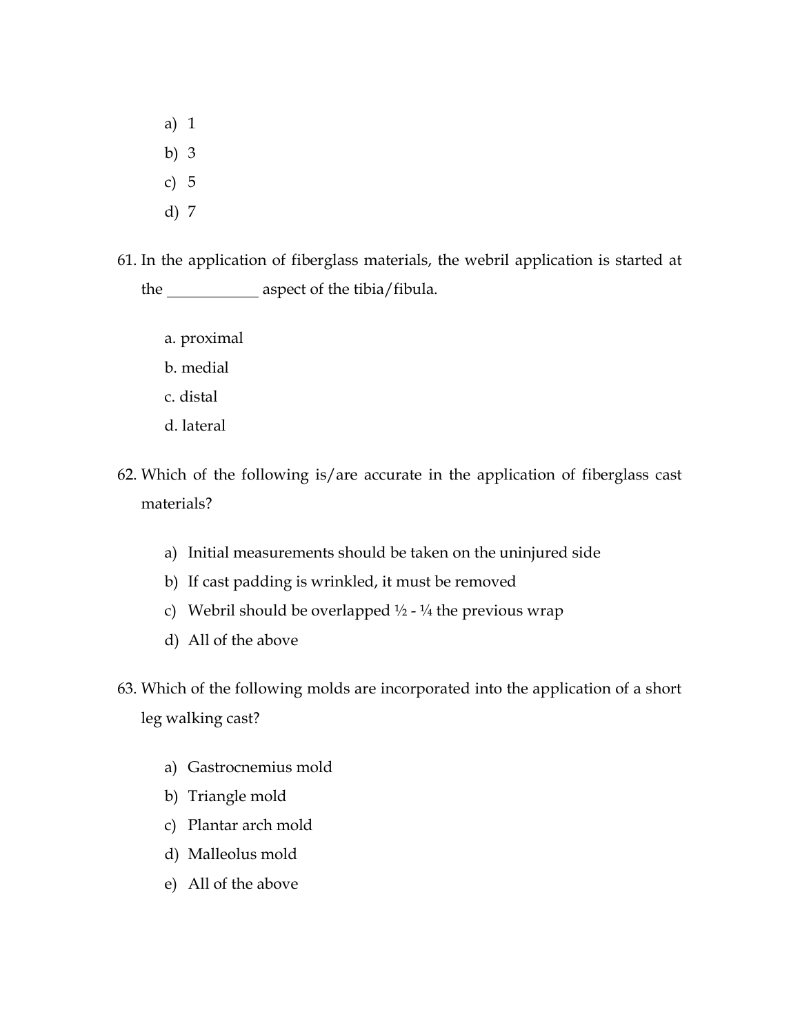a) 1
b) 3
c) 5
d) 7

61. In the application of fiberglass materials, the webril application is started at the ___________ aspect of the tibia/fibula.

    a. proximal
    b. medial
    c. distal
    d. lateral

62. Which of the following is/are accurate in the application of fiberglass cast materials?

    a) Initial measurements should be taken on the uninjured side
    b) If cast padding is wrinkled, it must be removed
    c) Webril should be overlapped ½ - ¼ the previous wrap
    d) All of the above

63. Which of the following molds are incorporated into the application of a short leg walking cast?

    a) Gastrocnemius mold
    b) Triangle mold
    c) Plantar arch mold
    d) Malleolus mold
    e) All of the above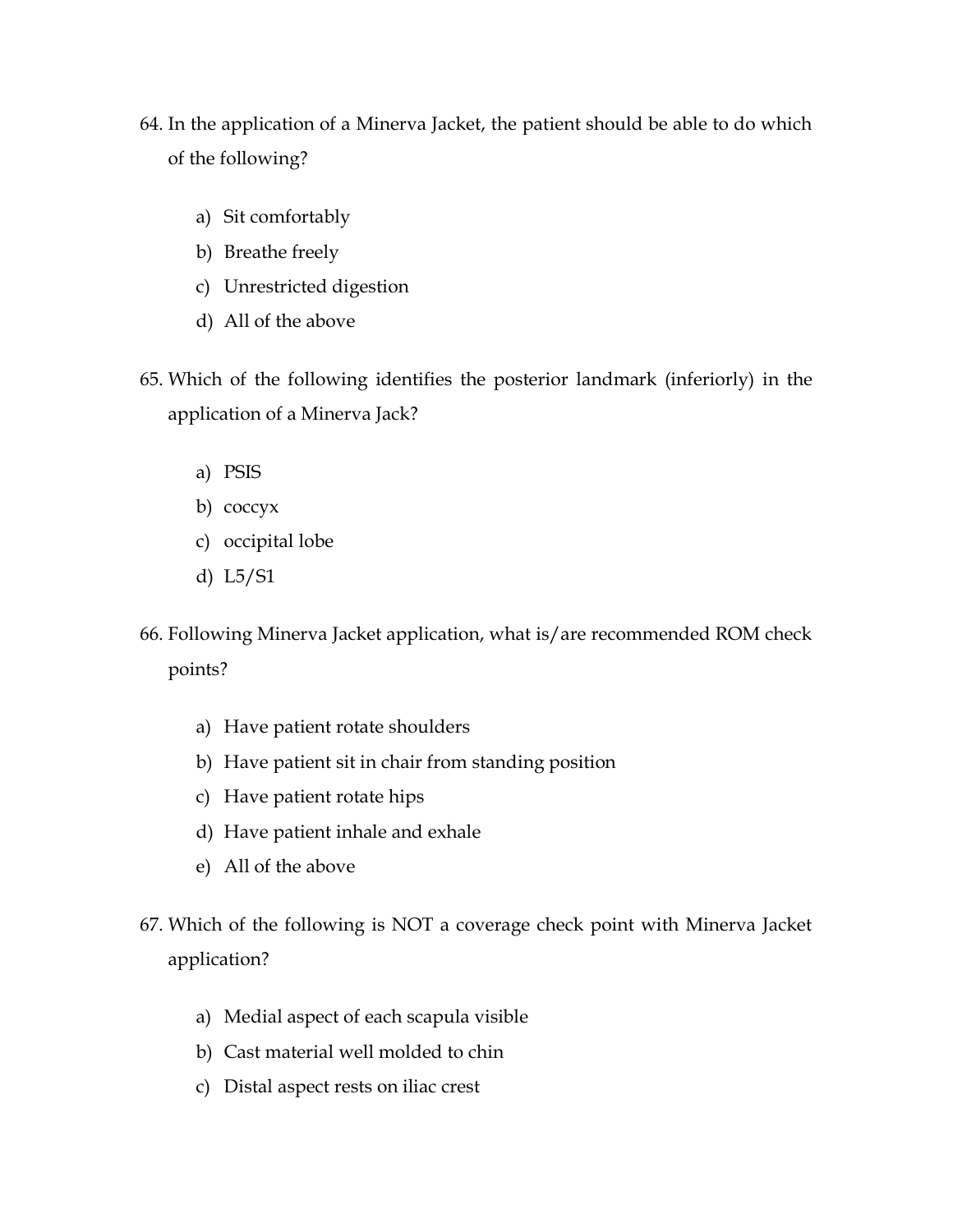64. In the application of a Minerva Jacket, the patient should be able to do which of the following?

    a) Sit comfortably
    b) Breathe freely
    c) Unrestricted digestion
    d) All of the above

65. Which of the following identifies the posterior landmark (inferiorly) in the application of a Minerva Jack?

    a) PSIS
    b) coccyx
    c) occipital lobe
    d) L5/S1

66. Following Minerva Jacket application, what is/are recommended ROM check points?

    a) Have patient rotate shoulders
    b) Have patient sit in chair from standing position
    c) Have patient rotate hips
    d) Have patient inhale and exhale
    e) All of the above

67. Which of the following is NOT a coverage check point with Minerva Jacket application?

    a) Medial aspect of each scapula visible
    b) Cast material well molded to chin
    c) Distal aspect rests on iliac crest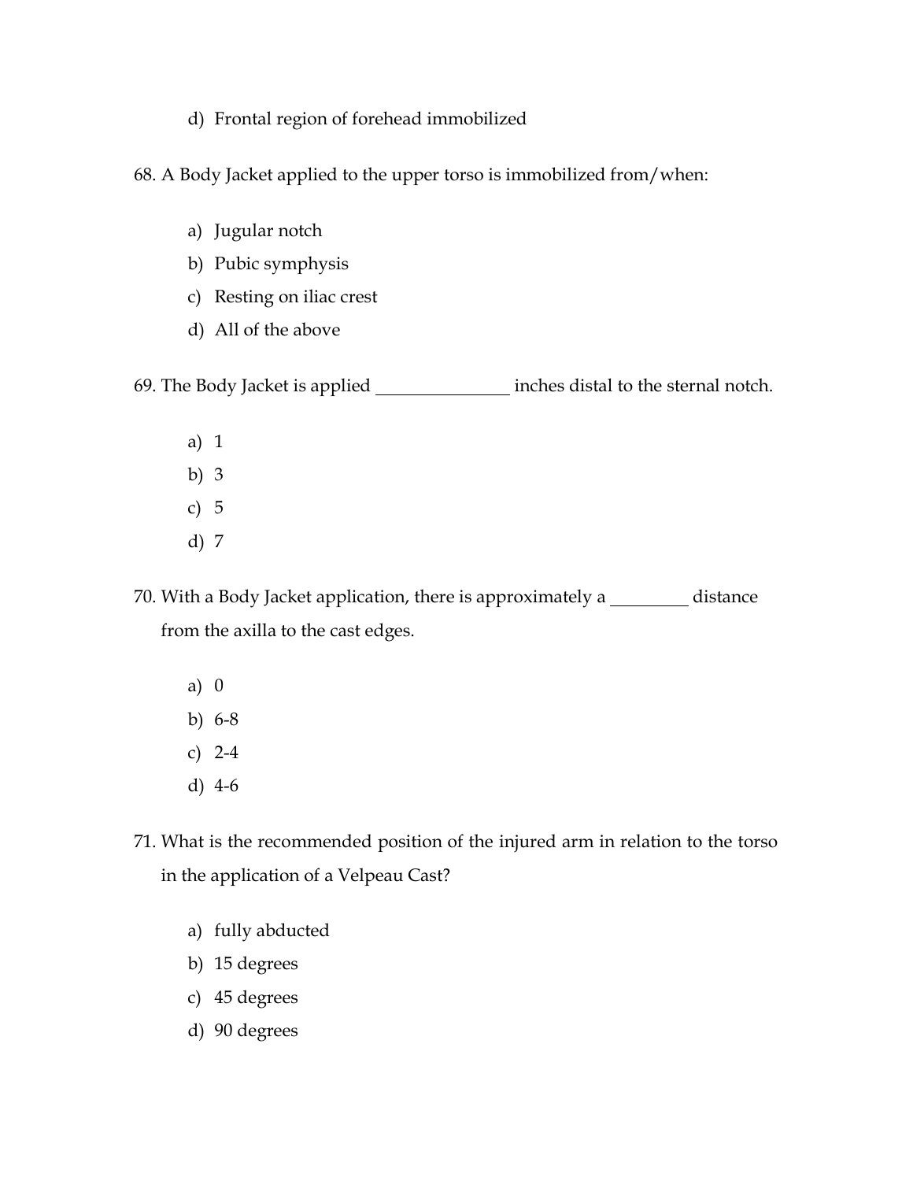d) Frontal region of forehead immobilized

68. A Body Jacket applied to the upper torso is immobilized from/when:

   a) Jugular notch
   b) Pubic symphysis
   c) Resting on iliac crest
   d) All of the above

69. The Body Jacket is applied _______________ inches distal to the sternal notch.

   a) 1
   b) 3
   c) 5
   d) 7

70. With a Body Jacket application, there is approximately a _________ distance from the axilla to the cast edges.

   a) 0
   b) 6-8
   c) 2-4
   d) 4-6

71. What is the recommended position of the injured arm in relation to the torso in the application of a Velpeau Cast?

   a) fully abducted
   b) 15 degrees
   c) 45 degrees
   d) 90 degrees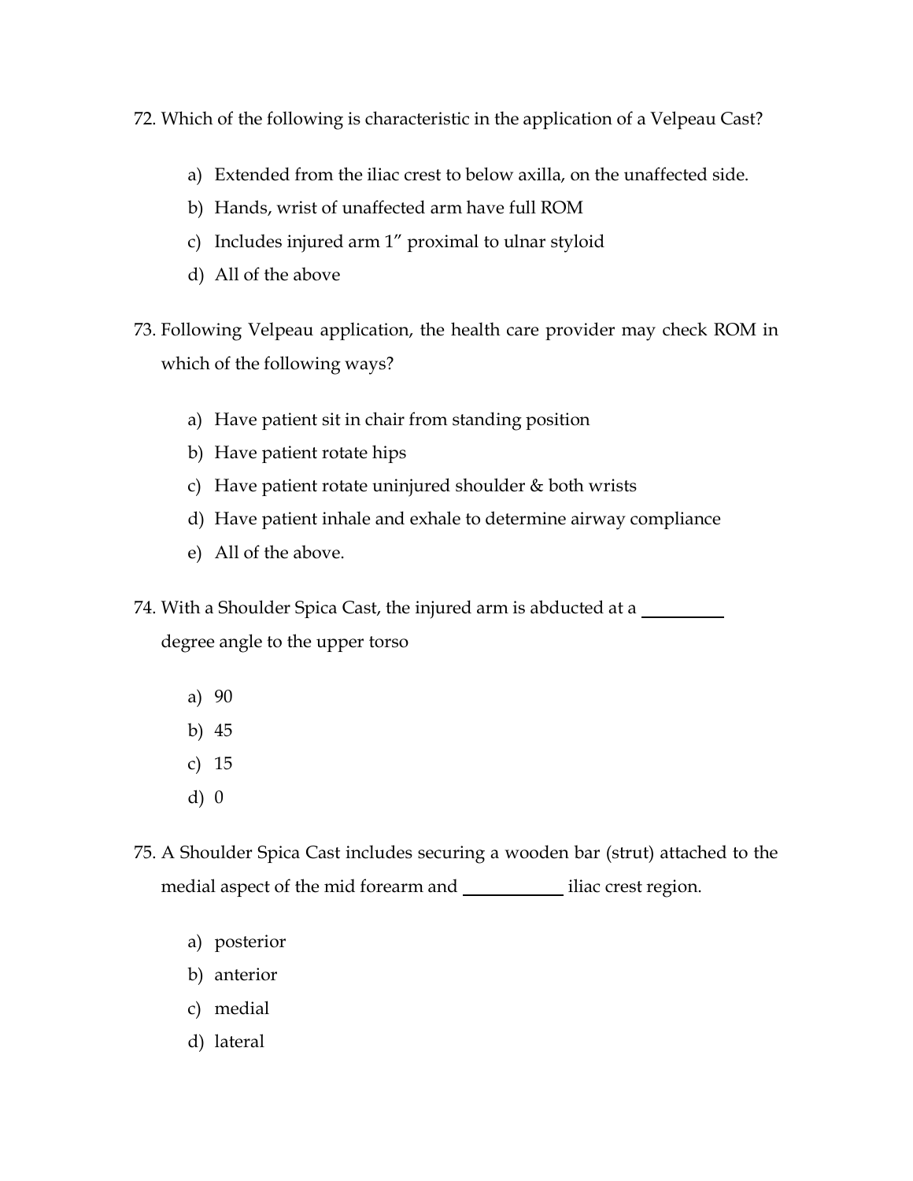72. Which of the following is characteristic in the application of a Velpeau Cast?

    a) Extended from the iliac crest to below axilla, on the unaffected side.
    b) Hands, wrist of unaffected arm have full ROM
    c) Includes injured arm 1" proximal to ulnar styloid
    d) All of the above

73. Following Velpeau application, the health care provider may check ROM in which of the following ways?

    a) Have patient sit in chair from standing position
    b) Have patient rotate hips
    c) Have patient rotate uninjured shoulder & both wrists
    d) Have patient inhale and exhale to determine airway compliance
    e) All of the above.

74. With a Shoulder Spica Cast, the injured arm is abducted at a _________ degree angle to the upper torso

    a) 90
    b) 45
    c) 15
    d) 0

75. A Shoulder Spica Cast includes securing a wooden bar (strut) attached to the medial aspect of the mid forearm and ___________ iliac crest region.

    a) posterior
    b) anterior
    c) medial
    d) lateral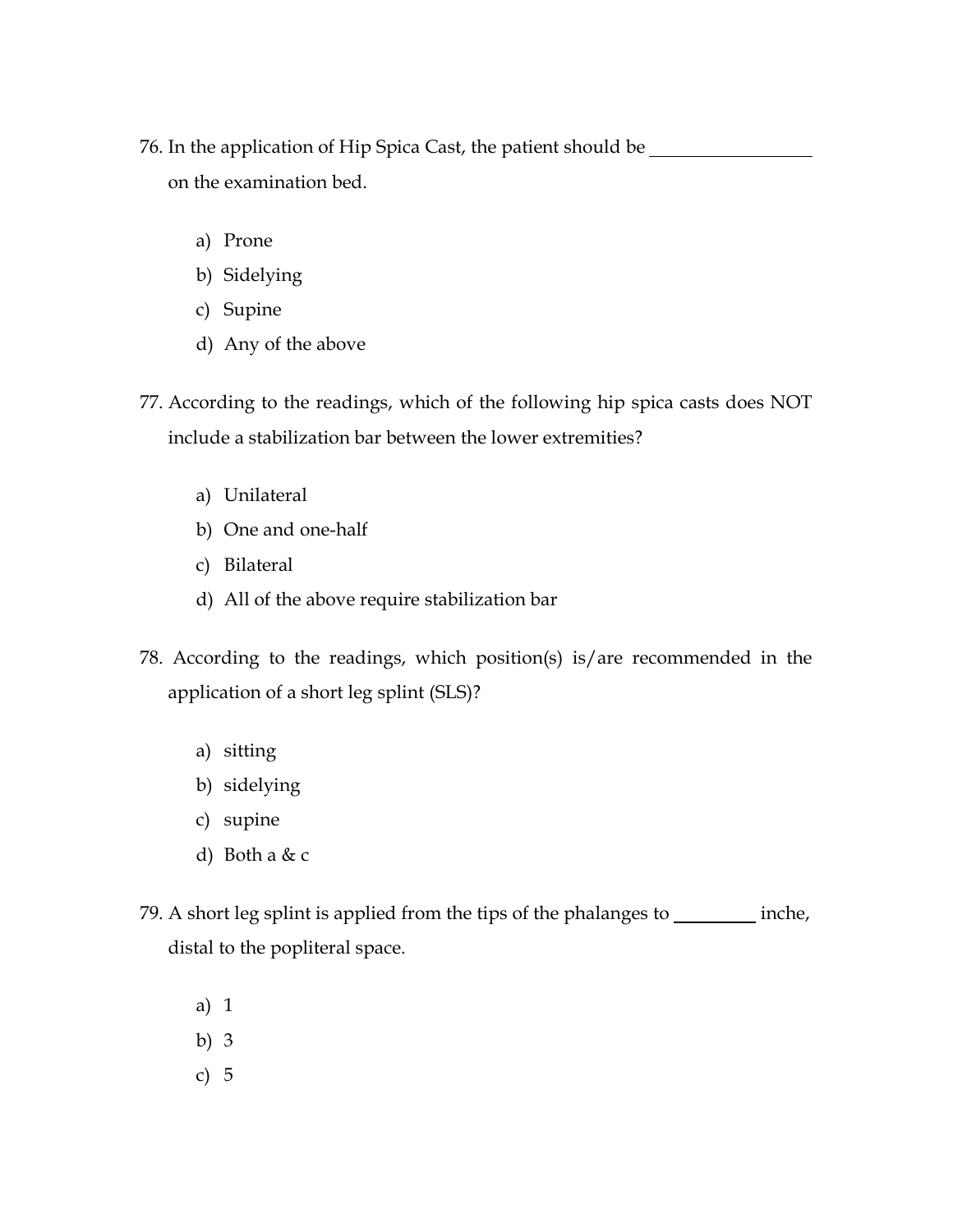76. In the application of Hip Spica Cast, the patient should be ________________ on the examination bed.

    a) Prone
    b) Sidelying
    c) Supine
    d) Any of the above

77. According to the readings, which of the following hip spica casts does NOT include a stabilization bar between the lower extremities?

    a) Unilateral
    b) One and one-half
    c) Bilateral
    d) All of the above require stabilization bar

78. According to the readings, which position(s) is/are recommended in the application of a short leg splint (SLS)?

    a) sitting
    b) sidelying
    c) supine
    d) Both a & c

79. A short leg splint is applied from the tips of the phalanges to ________ inche, distal to the popliteral space.

    a) 1
    b) 3
    c) 5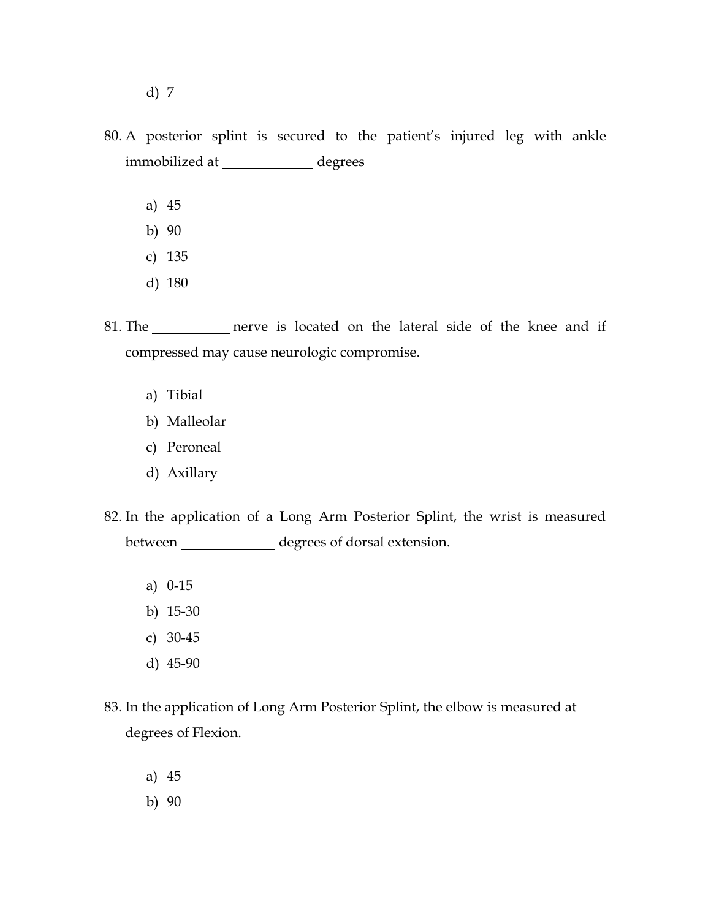d) 7

80. A posterior splint is secured to the patient's injured leg with ankle immobilized at ____________ degrees

    a) 45
    b) 90
    c) 135
    d) 180

81. The ___________ nerve is located on the lateral side of the knee and if compressed may cause neurologic compromise.

    a) Tibial
    b) Malleolar
    c) Peroneal
    d) Axillary

82. In the application of a Long Arm Posterior Splint, the wrist is measured between _____________ degrees of dorsal extension.

    a) 0-15
    b) 15-30
    c) 30-45
    d) 45-90

83. In the application of Long Arm Posterior Splint, the elbow is measured at ___ degrees of Flexion.

    a) 45
    b) 90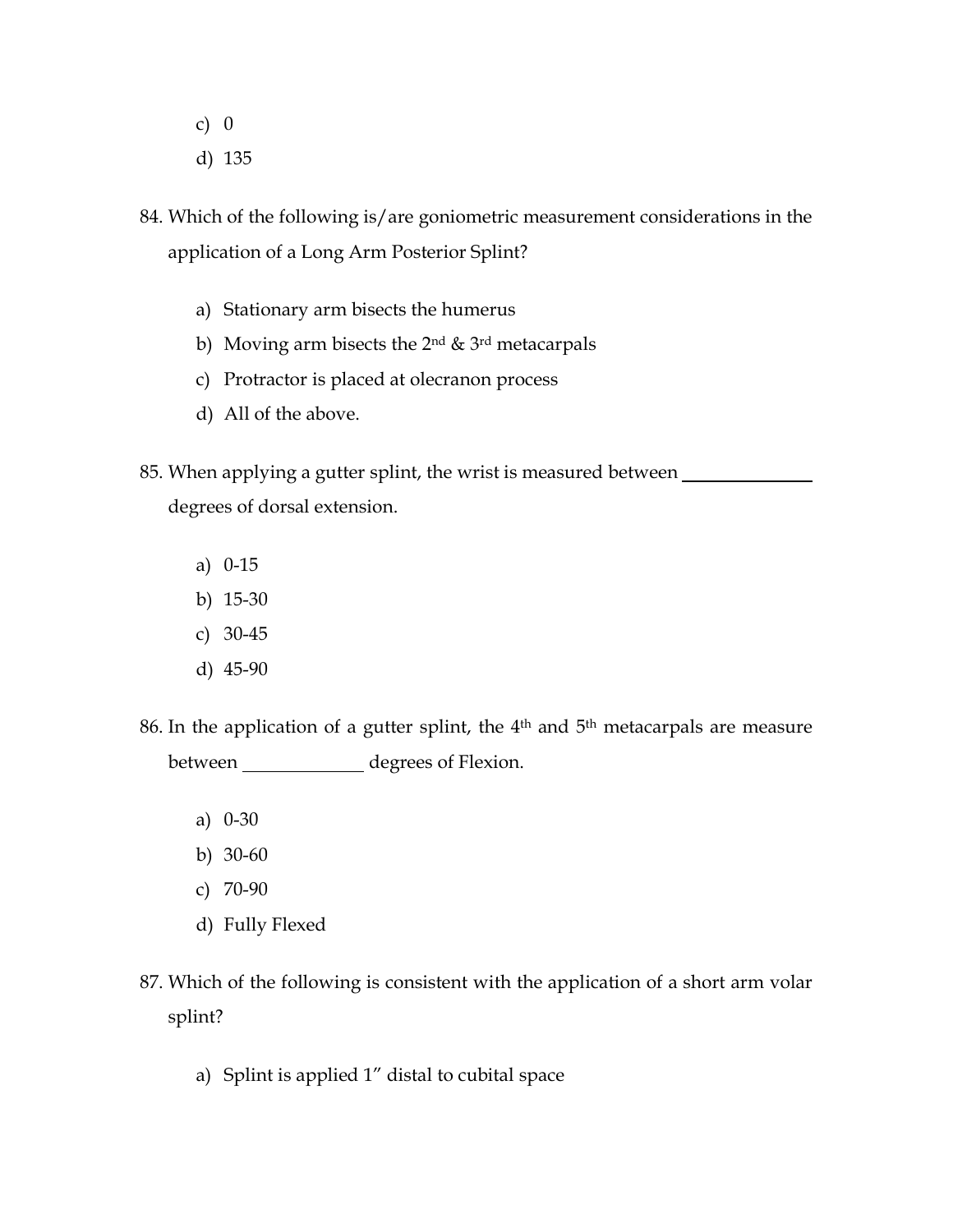c) 0

d) 135

84. Which of the following is/are goniometric measurement considerations in the application of a Long Arm Posterior Splint?

    a) Stationary arm bisects the humerus
    b) Moving arm bisects the 2nd & 3rd metacarpals
    c) Protractor is placed at olecranon process
    d) All of the above.

85. When applying a gutter splint, the wrist is measured between ____________ degrees of dorsal extension.

    a) 0-15
    b) 15-30
    c) 30-45
    d) 45-90

86. In the application of a gutter splint, the 4th and 5th metacarpals are measure between ___________ degrees of Flexion.

    a) 0-30
    b) 30-60
    c) 70-90
    d) Fully Flexed

87. Which of the following is consistent with the application of a short arm volar splint?

    a) Splint is applied 1" distal to cubital space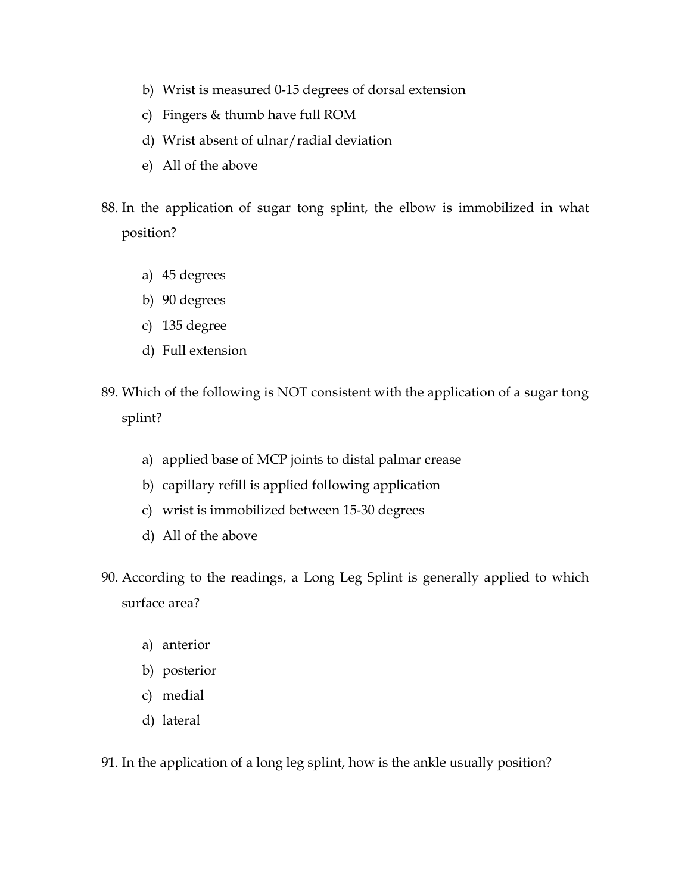b) Wrist is measured 0-15 degrees of dorsal extension
c) Fingers & thumb have full ROM
d) Wrist absent of ulnar/radial deviation
e) All of the above

88. In the application of sugar tong splint, the elbow is immobilized in what position?

 a) 45 degrees
 b) 90 degrees
 c) 135 degree
 d) Full extension

89. Which of the following is NOT consistent with the application of a sugar tong splint?

 a) applied base of MCP joints to distal palmar crease
 b) capillary refill is applied following application
 c) wrist is immobilized between 15-30 degrees
 d) All of the above

90. According to the readings, a Long Leg Splint is generally applied to which surface area?

 a) anterior
 b) posterior
 c) medial
 d) lateral

91. In the application of a long leg splint, how is the ankle usually position?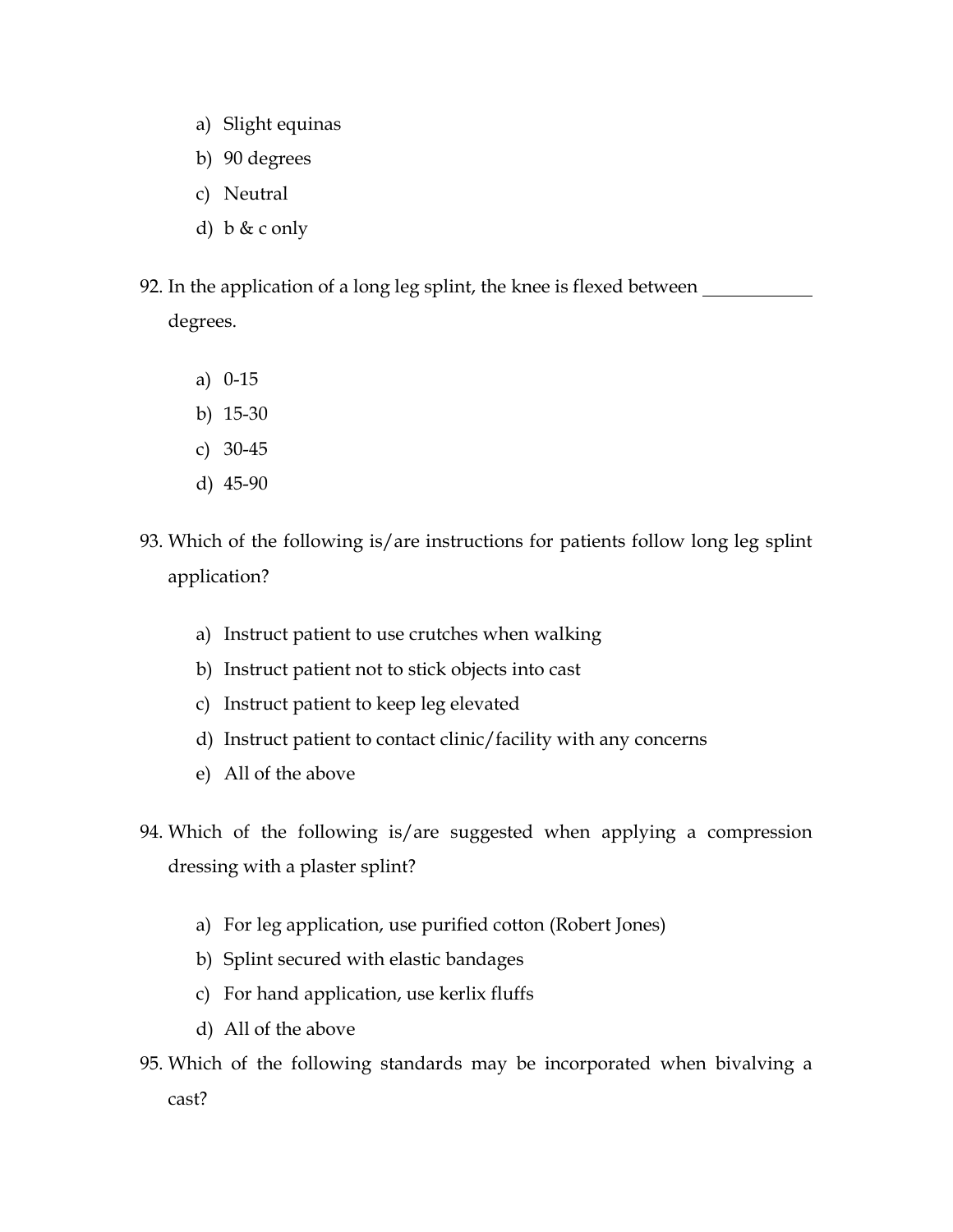a) Slight equinas
b) 90 degrees
c) Neutral
d) b & c only

92. In the application of a long leg splint, the knee is flexed between ___________ degrees.

a) 0-15
b) 15-30
c) 30-45
d) 45-90

93. Which of the following is/are instructions for patients follow long leg splint application?

a) Instruct patient to use crutches when walking
b) Instruct patient not to stick objects into cast
c) Instruct patient to keep leg elevated
d) Instruct patient to contact clinic/facility with any concerns
e) All of the above

94. Which of the following is/are suggested when applying a compression dressing with a plaster splint?

a) For leg application, use purified cotton (Robert Jones)
b) Splint secured with elastic bandages
c) For hand application, use kerlix fluffs
d) All of the above

95. Which of the following standards may be incorporated when bivalving a cast?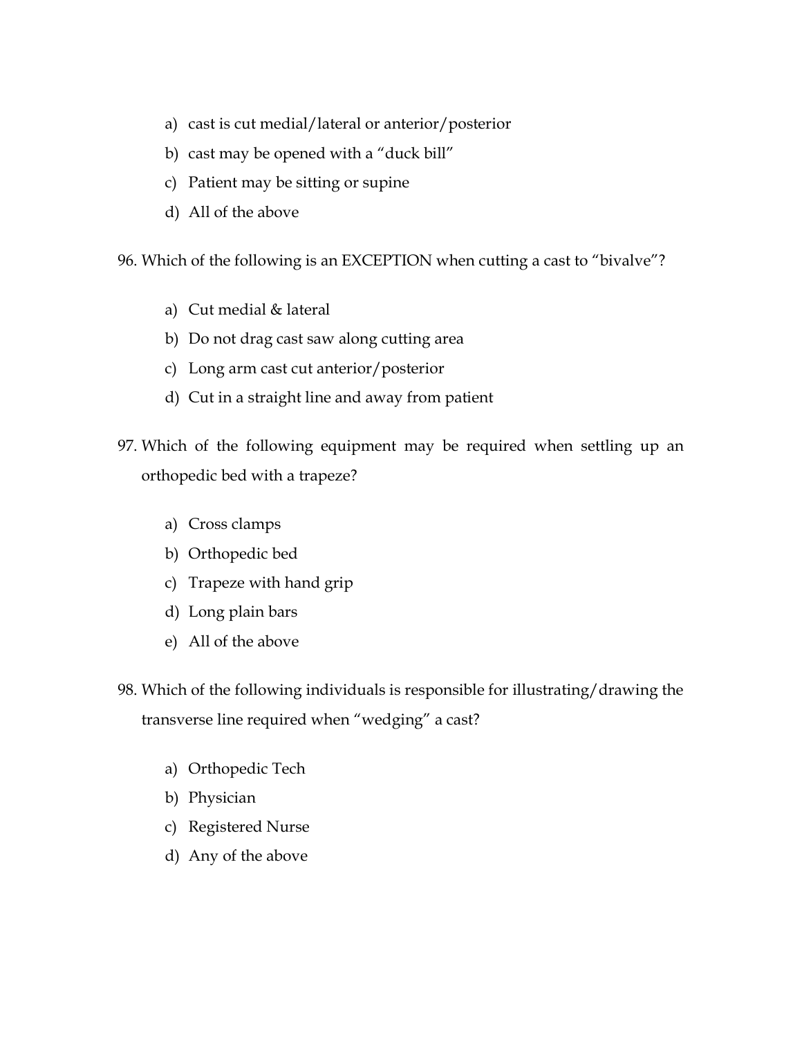a) cast is cut medial/lateral or anterior/posterior
b) cast may be opened with a "duck bill"
c) Patient may be sitting or supine
d) All of the above

96. Which of the following is an EXCEPTION when cutting a cast to "bivalve"?

a) Cut medial & lateral
b) Do not drag cast saw along cutting area
c) Long arm cast cut anterior/posterior
d) Cut in a straight line and away from patient

97. Which of the following equipment may be required when settling up an orthopedic bed with a trapeze?

a) Cross clamps
b) Orthopedic bed
c) Trapeze with hand grip
d) Long plain bars
e) All of the above

98. Which of the following individuals is responsible for illustrating/drawing the transverse line required when "wedging" a cast?

a) Orthopedic Tech
b) Physician
c) Registered Nurse
d) Any of the above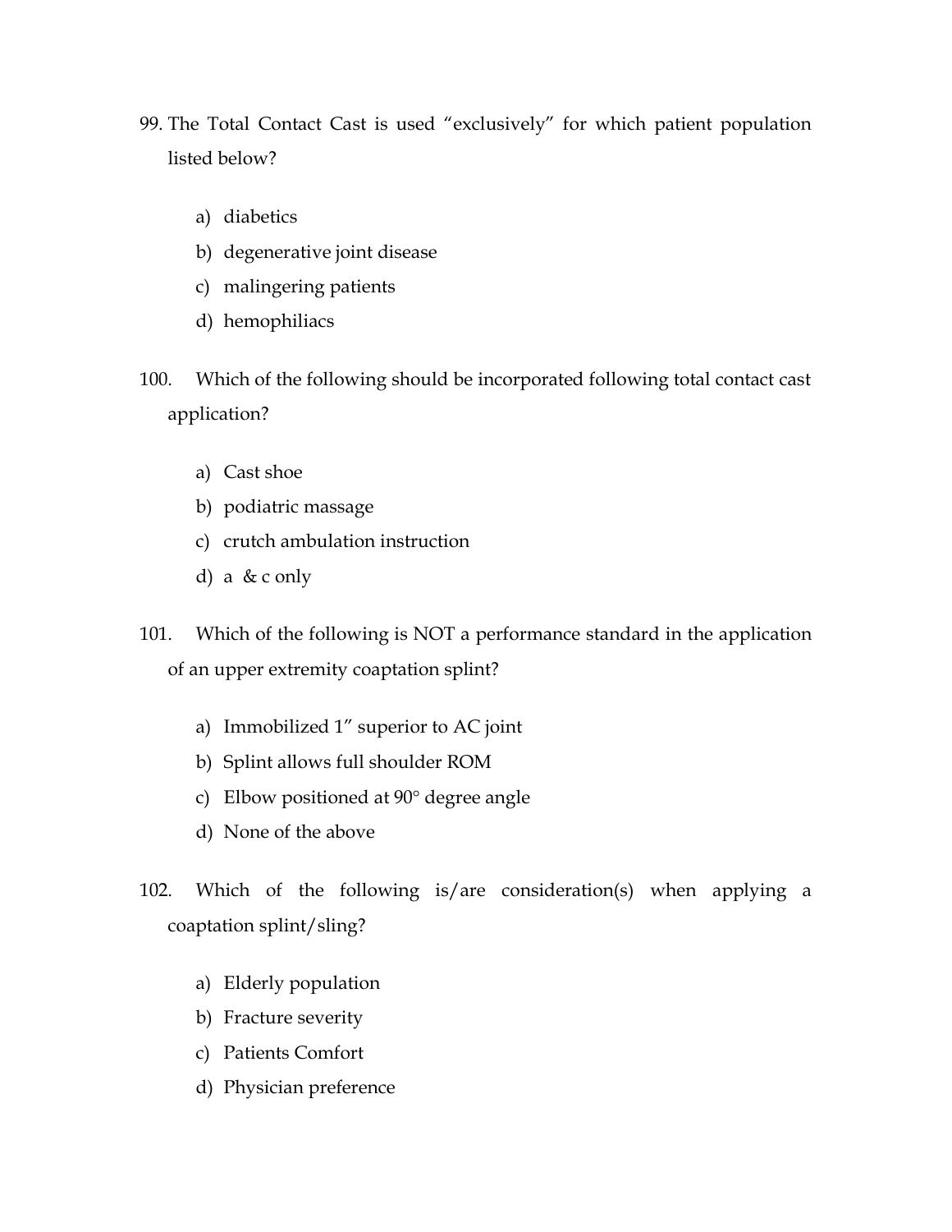99. The Total Contact Cast is used "exclusively" for which patient population listed below?

    a) diabetics
    b) degenerative joint disease
    c) malingering patients
    d) hemophiliacs

100. Which of the following should be incorporated following total contact cast application?

    a) Cast shoe
    b) podiatric massage
    c) crutch ambulation instruction
    d) a & c only

101. Which of the following is NOT a performance standard in the application of an upper extremity coaptation splint?

    a) Immobilized 1" superior to AC joint
    b) Splint allows full shoulder ROM
    c) Elbow positioned at 90° degree angle
    d) None of the above

102. Which of the following is/are consideration(s) when applying a coaptation splint/sling?

    a) Elderly population
    b) Fracture severity
    c) Patients Comfort
    d) Physician preference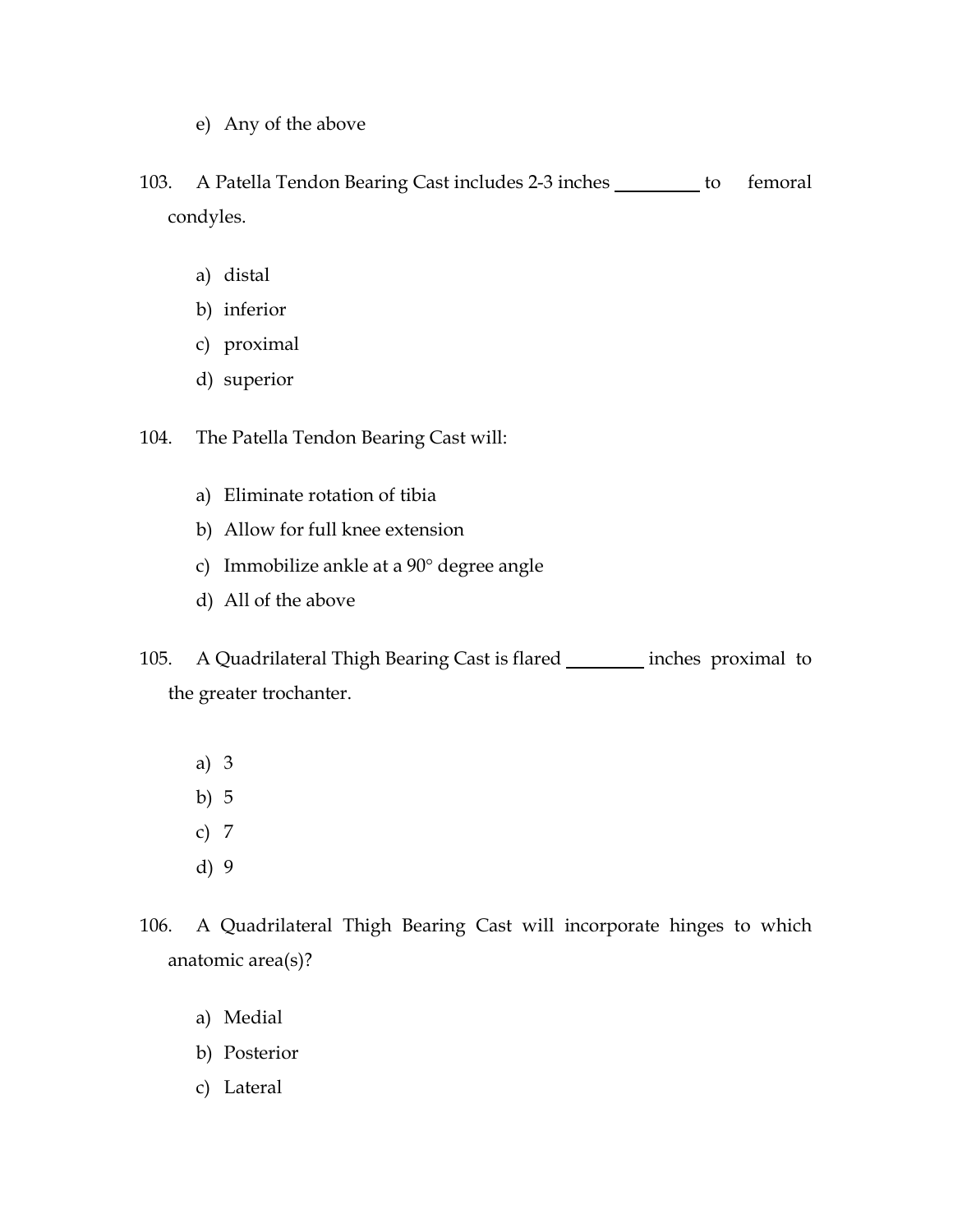e) Any of the above

103. A Patella Tendon Bearing Cast includes 2-3 inches _________ to femoral condyles.

a) distal
b) inferior
c) proximal
d) superior

104. The Patella Tendon Bearing Cast will:

a) Eliminate rotation of tibia
b) Allow for full knee extension
c) Immobilize ankle at a 90° degree angle
d) All of the above

105. A Quadrilateral Thigh Bearing Cast is flared ________ inches proximal to the greater trochanter.

a) 3
b) 5
c) 7
d) 9

106. A Quadrilateral Thigh Bearing Cast will incorporate hinges to which anatomic area(s)?

a) Medial
b) Posterior
c) Lateral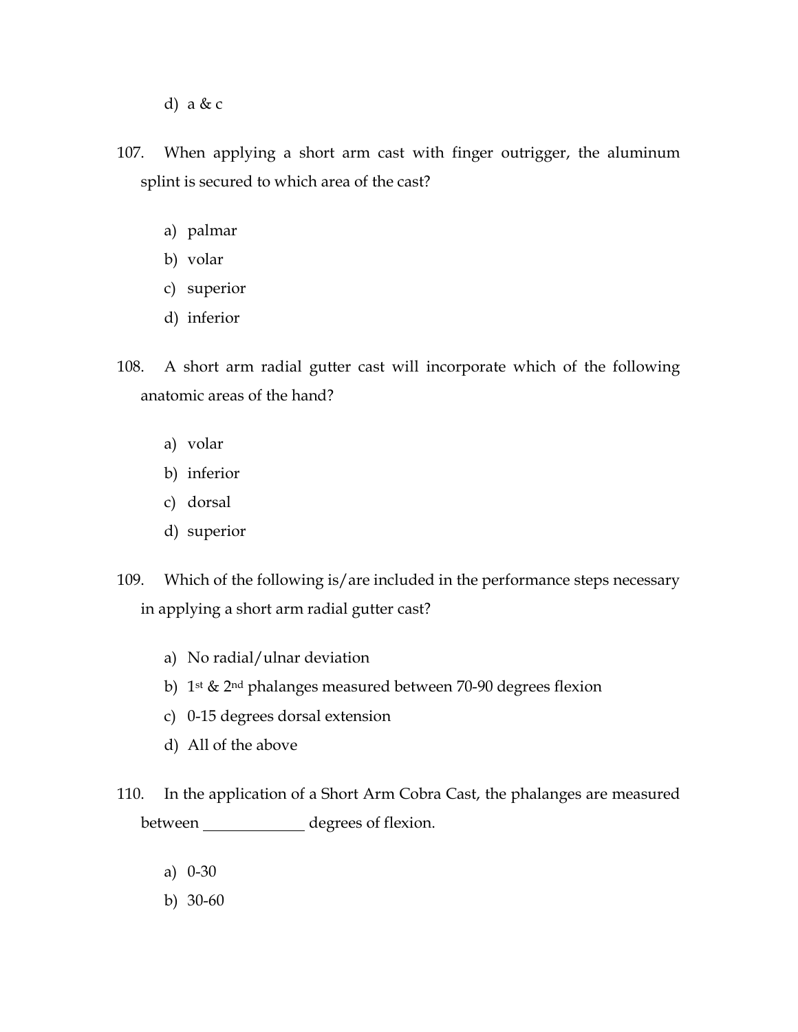d) a & c

107. When applying a short arm cast with finger outrigger, the aluminum splint is secured to which area of the cast?

a) palmar
b) volar
c) superior
d) inferior

108. A short arm radial gutter cast will incorporate which of the following anatomic areas of the hand?

a) volar
b) inferior
c) dorsal
d) superior

109. Which of the following is/are included in the performance steps necessary in applying a short arm radial gutter cast?

a) No radial/ulnar deviation
b) 1st & 2nd phalanges measured between 70-90 degrees flexion
c) 0-15 degrees dorsal extension
d) All of the above

110. In the application of a Short Arm Cobra Cast, the phalanges are measured between ____________ degrees of flexion.

a) 0-30
b) 30-60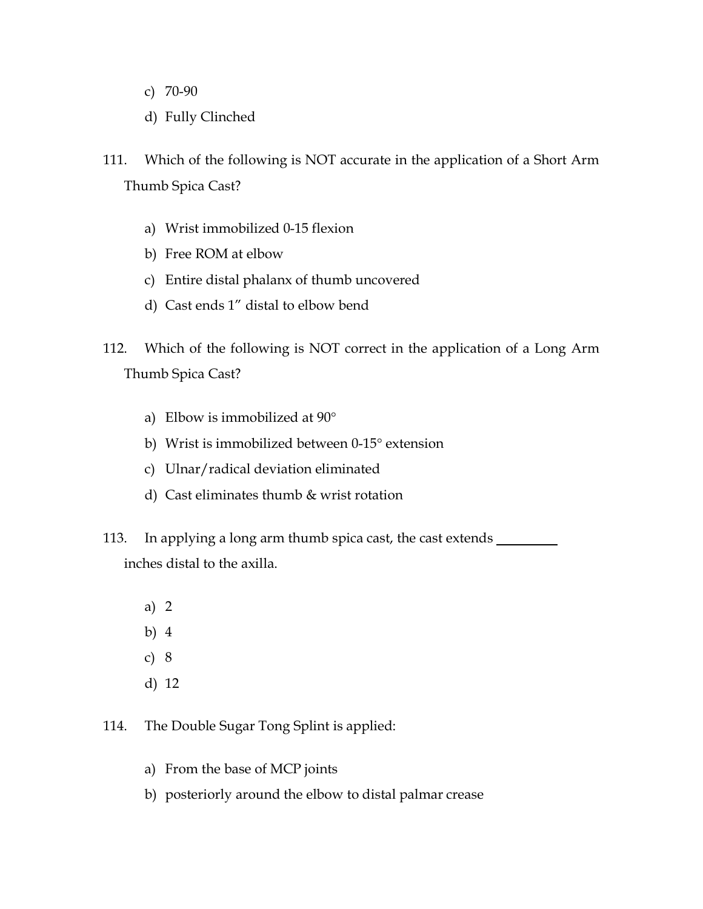c) 70-90

d) Fully Clinched

111. Which of the following is NOT accurate in the application of a Short Arm Thumb Spica Cast?

a) Wrist immobilized 0-15 flexion

b) Free ROM at elbow

c) Entire distal phalanx of thumb uncovered

d) Cast ends 1" distal to elbow bend

112. Which of the following is NOT correct in the application of a Long Arm Thumb Spica Cast?

a) Elbow is immobilized at 90°

b) Wrist is immobilized between 0-15° extension

c) Ulnar/radical deviation eliminated

d) Cast eliminates thumb & wrist rotation

113. In applying a long arm thumb spica cast, the cast extends _________ inches distal to the axilla.

a) 2

b) 4

c) 8

d) 12

114. The Double Sugar Tong Splint is applied:

a) From the base of MCP joints

b) posteriorly around the elbow to distal palmar crease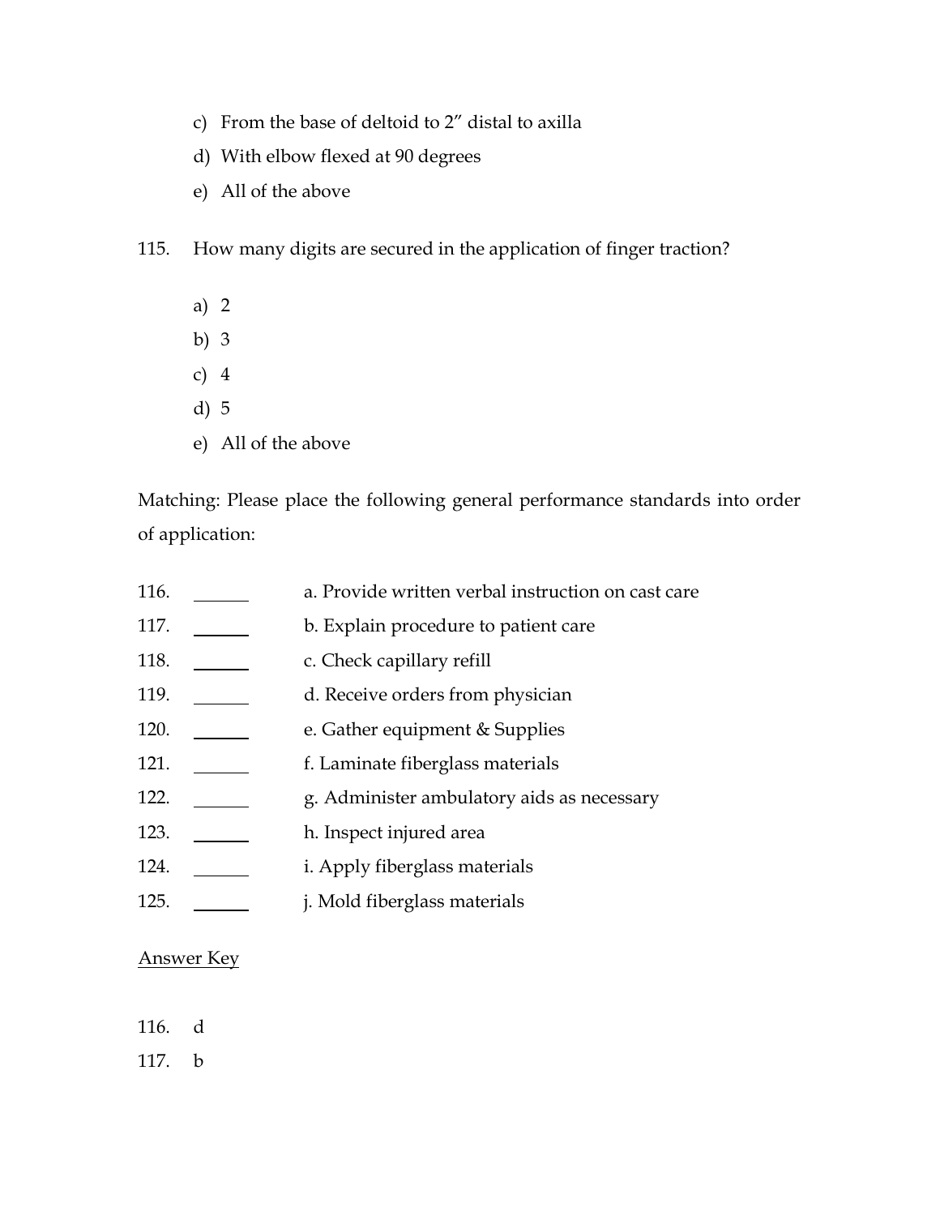c) From the base of deltoid to 2″ distal to axilla
d) With elbow flexed at 90 degrees
e) All of the above

115. How many digits are secured in the application of finger traction?

a) 2
b) 3
c) 4
d) 5
e) All of the above

Matching: Please place the following general performance standards into order of application:

116. ______ a. Provide written verbal instruction on cast care
117. ______ b. Explain procedure to patient care
118. ______ c. Check capillary refill
119. ______ d. Receive orders from physician
120. ______ e. Gather equipment & Supplies
121. ______ f. Laminate fiberglass materials
122. ______ g. Administer ambulatory aids as necessary
123. ______ h. Inspect injured area
124. ______ i. Apply fiberglass materials
125. ______ j. Mold fiberglass materials

<u>Answer Key</u>

116. d
117. b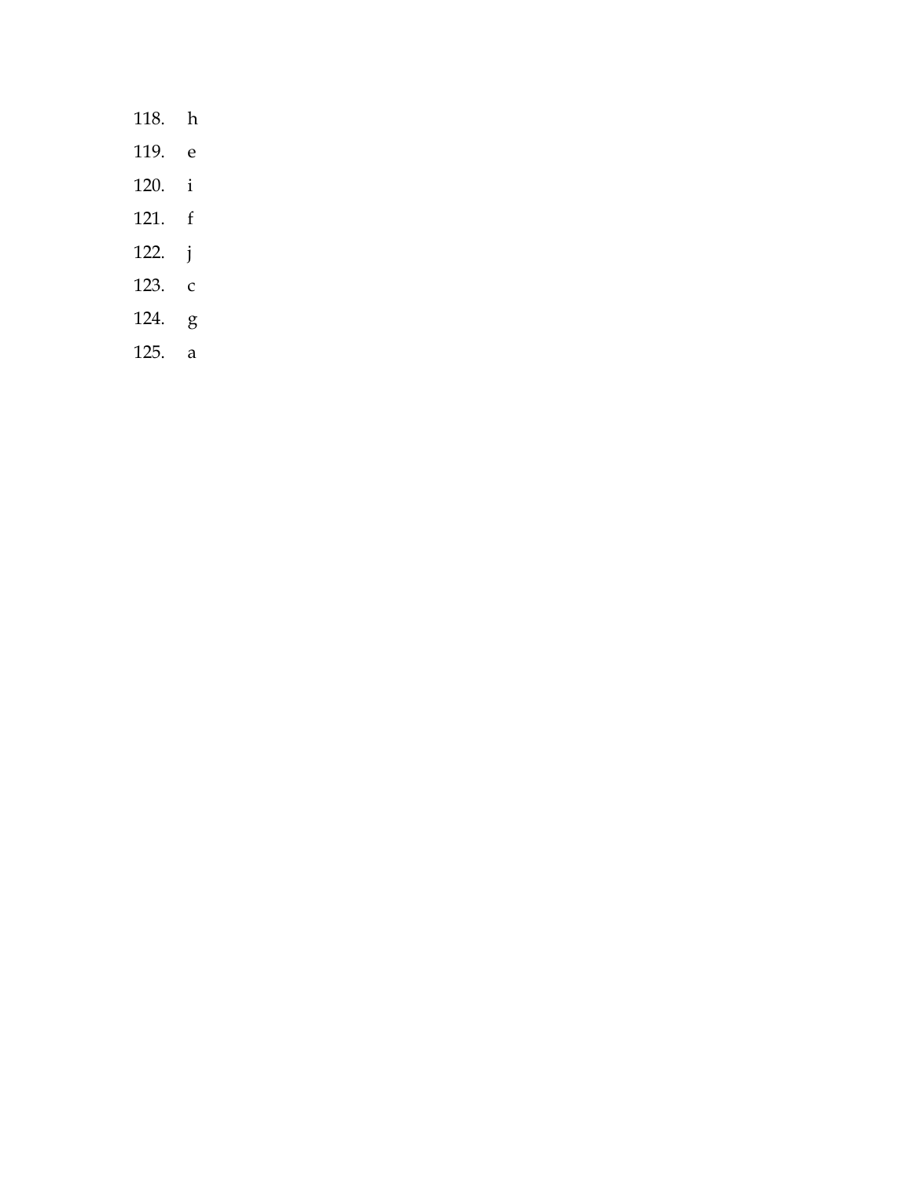118. h
119. e
120. i
121. f
122. j
123. c
124. g
125. a